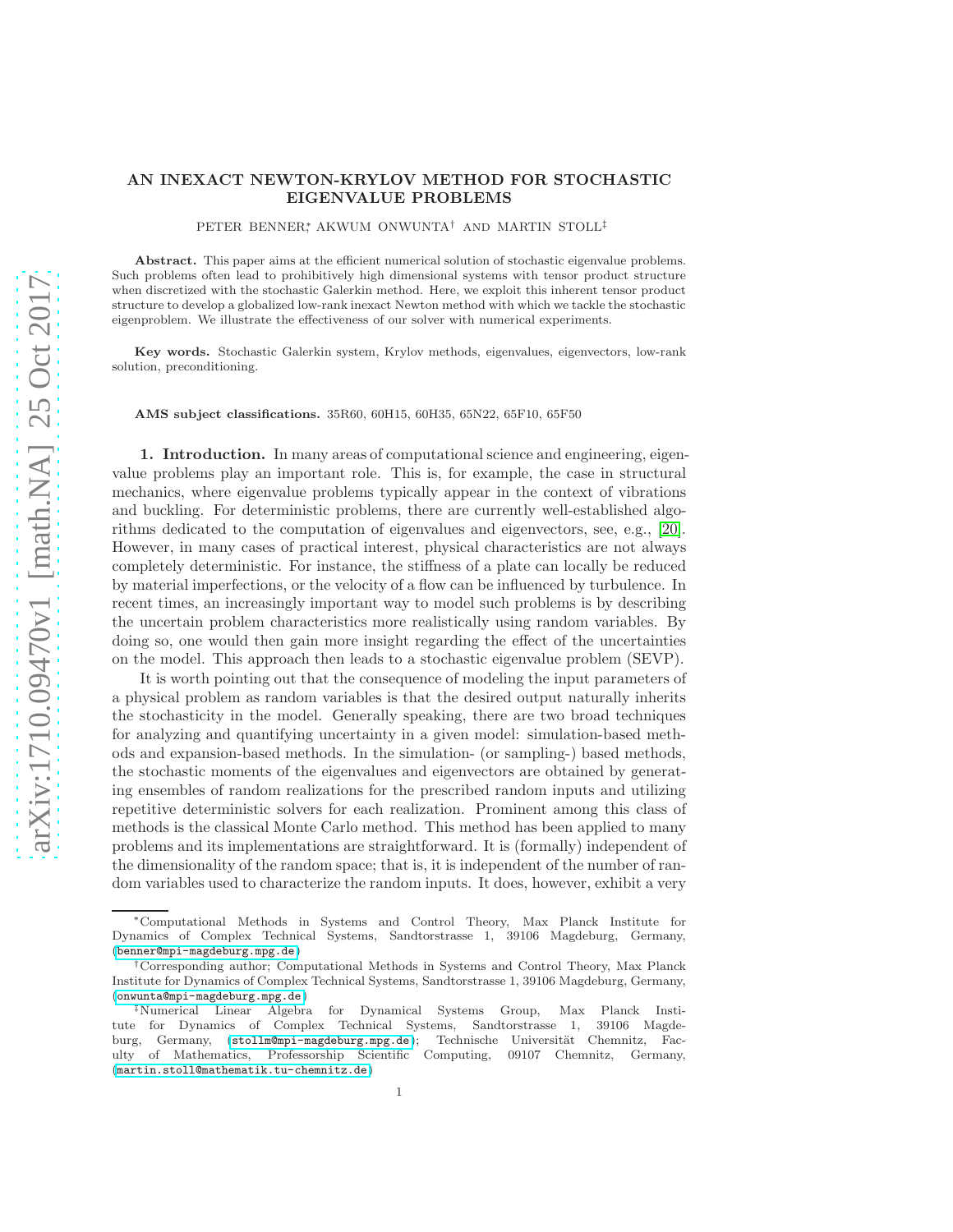# AN INEXACT NEWTON-KRYLOV METHOD FOR STOCHASTIC EIGENVALUE PROBLEMS

PETER BENNER[*], AKWUM ONWUNTA[†] AND MARTIN STOLL[‡]

**Abstract.** This paper aims at the efficient numerical solution of stochastic eigenvalue problems. Such problems often lead to prohibitively high dimensional systems with tensor product structure when discretized with the stochastic Galerkin method. Here, we exploit this inherent tensor product structure to develop a globalized low-rank inexact Newton method with which we tackle the stochastic eigenproblem. We illustrate the effectiveness of our solver with numerical experiments.

**Key words.** Stochastic Galerkin system, Krylov methods, eigenvalues, eigenvectors, low-rank solution, preconditioning.

**AMS subject classifications.** 35R60, 60H15, 60H35, 65N22, 65F10, 65F50

## 1. Introduction.

In many areas of computational science and engineering, eigenvalue problems play an important role. This is, for example, the case in structural mechanics, where eigenvalue problems typically appear in the context of vibrations and buckling. For deterministic problems, there are currently well-established algorithms dedicated to the computation of eigenvalues and eigenvectors, see, e.g., [20]. However, in many cases of practical interest, physical characteristics are not always completely deterministic. For instance, the stiffness of a plate can locally be reduced by material imperfections, or the velocity of a flow can be influenced by turbulence. In recent times, an increasingly important way to model such problems is by describing the uncertain problem characteristics more realistically using random variables. By doing so, one would then gain more insight regarding the effect of the uncertainties on the model. This approach then leads to a stochastic eigenvalue problem (SEVP).

It is worth pointing out that the consequence of modeling the input parameters of a physical problem as random variables is that the desired output naturally inherits the stochasticity in the model. Generally speaking, there are two broad techniques for analyzing and quantifying uncertainty in a given model: simulation-based methods and expansion-based methods. In the simulation- (or sampling-) based methods, the stochastic moments of the eigenvalues and eigenvectors are obtained by generating ensembles of random realizations for the prescribed random inputs and utilizing repetitive deterministic solvers for each realization. Prominent among this class of methods is the classical Monte Carlo method. This method has been applied to many problems and its implementations are straightforward. It is (formally) independent of the dimensionality of the random space; that is, it is independent of the number of random variables used to characterize the random inputs. It does, however, exhibit a very

[*]Computational Methods in Systems and Control Theory, Max Planck Institute for Dynamics of Complex Technical Systems, Sandtorstrasse 1, 39106 Magdeburg, Germany, (benner@mpi-magdeburg.mpg.de)

[†]Corresponding author; Computational Methods in Systems and Control Theory, Max Planck Institute for Dynamics of Complex Technical Systems, Sandtorstrasse 1, 39106 Magdeburg, Germany, (onwunta@mpi-magdeburg.mpg.de)

[‡]Numerical Linear Algebra for Dynamical Systems Group, Max Planck Institute for Dynamics of Complex Technical Systems, Sandtorstrasse 1, 39106 Magdeburg, Germany, (stollm@mpi-magdeburg.mpg.de); Technische Universität Chemnitz, Faculty of Mathematics, Professorship Scientific Computing, 09107 Chemnitz, Germany, (martin.stoll@mathematik.tu-chemnitz.de)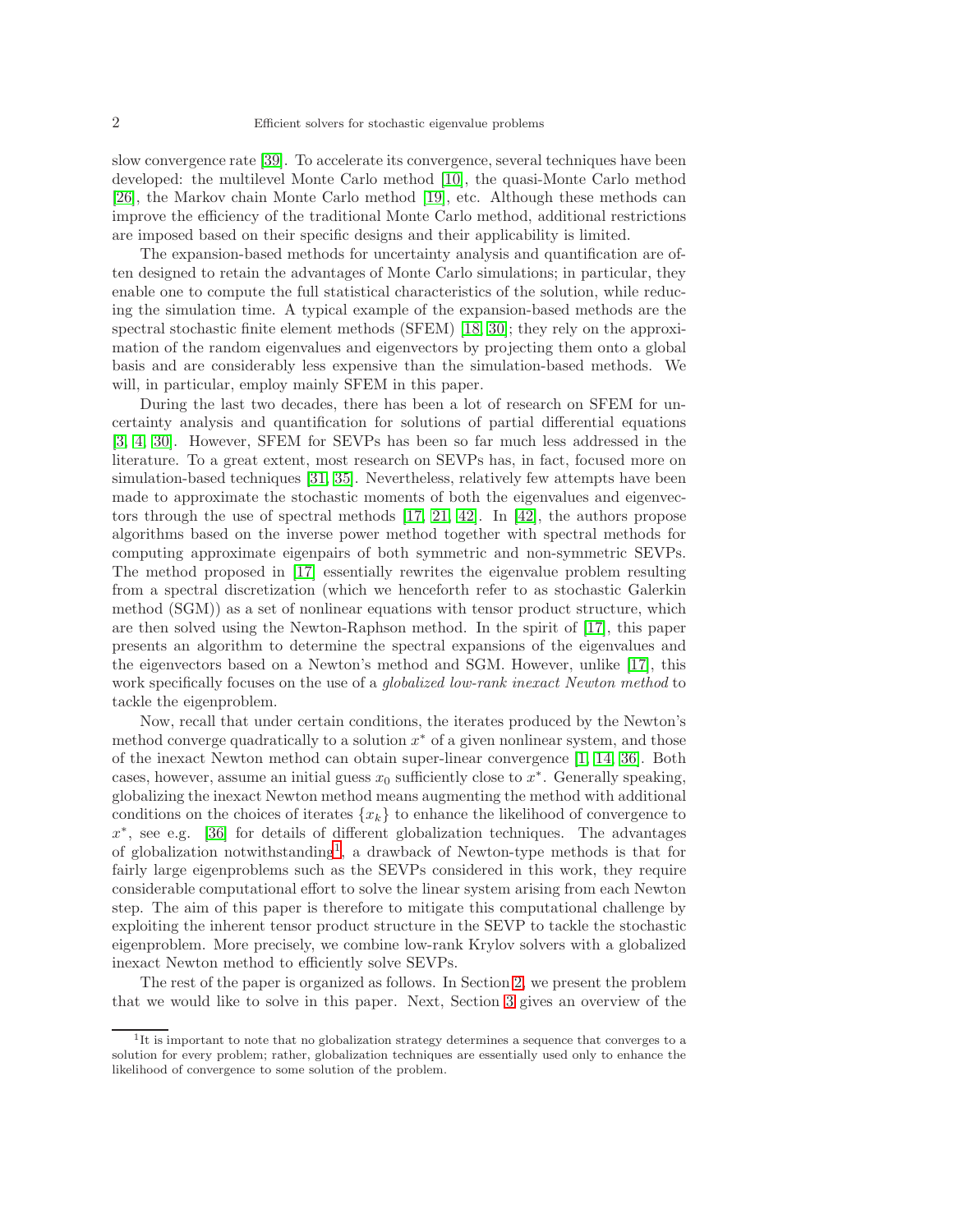slow convergence rate [39]. To accelerate its convergence, several techniques have been developed: the multilevel Monte Carlo method [10], the quasi-Monte Carlo method [26], the Markov chain Monte Carlo method [19], etc. Although these methods can improve the efficiency of the traditional Monte Carlo method, additional restrictions are imposed based on their specific designs and their applicability is limited.

The expansion-based methods for uncertainty analysis and quantification are often designed to retain the advantages of Monte Carlo simulations; in particular, they enable one to compute the full statistical characteristics of the solution, while reducing the simulation time. A typical example of the expansion-based methods are the spectral stochastic finite element methods (SFEM) [18, 30]; they rely on the approximation of the random eigenvalues and eigenvectors by projecting them onto a global basis and are considerably less expensive than the simulation-based methods. We will, in particular, employ mainly SFEM in this paper.

During the last two decades, there has been a lot of research on SFEM for uncertainty analysis and quantification for solutions of partial differential equations [3, 4, 30]. However, SFEM for SEVPs has been so far much less addressed in the literature. To a great extent, most research on SEVPs has, in fact, focused more on simulation-based techniques [31, 35]. Nevertheless, relatively few attempts have been made to approximate the stochastic moments of both the eigenvalues and eigenvectors through the use of spectral methods [17, 21, 42]. In [42], the authors propose algorithms based on the inverse power method together with spectral methods for computing approximate eigenpairs of both symmetric and non-symmetric SEVPs. The method proposed in [17] essentially rewrites the eigenvalue problem resulting from a spectral discretization (which we henceforth refer to as stochastic Galerkin method (SGM)) as a set of nonlinear equations with tensor product structure, which are then solved using the Newton-Raphson method. In the spirit of [17], this paper presents an algorithm to determine the spectral expansions of the eigenvalues and the eigenvectors based on a Newton's method and SGM. However, unlike [17], this work specifically focuses on the use of a *globalized low-rank inexact Newton method* to tackle the eigenproblem.

Now, recall that under certain conditions, the iterates produced by the Newton's method converge quadratically to a solution $x^*$ of a given nonlinear system, and those of the inexact Newton method can obtain super-linear convergence [1, 14, 36]. Both cases, however, assume an initial guess $x_0$ sufficiently close to $x^*$. Generally speaking, globalizing the inexact Newton method means augmenting the method with additional conditions on the choices of iterates $\{x_k\}$ to enhance the likelihood of convergence to $x^*$, see e.g. [36] for details of different globalization techniques. The advantages of globalization notwithstanding[1], a drawback of Newton-type methods is that for fairly large eigenproblems such as the SEVPs considered in this work, they require considerable computational effort to solve the linear system arising from each Newton step. The aim of this paper is therefore to mitigate this computational challenge by exploiting the inherent tensor product structure in the SEVP to tackle the stochastic eigenproblem. More precisely, we combine low-rank Krylov solvers with a globalized inexact Newton method to efficiently solve SEVPs.

The rest of the paper is organized as follows. In Section 2, we present the problem that we would like to solve in this paper. Next, Section 3 gives an overview of the

[1] It is important to note that no globalization strategy determines a sequence that converges to a solution for every problem; rather, globalization techniques are essentially used only to enhance the likelihood of convergence to some solution of the problem.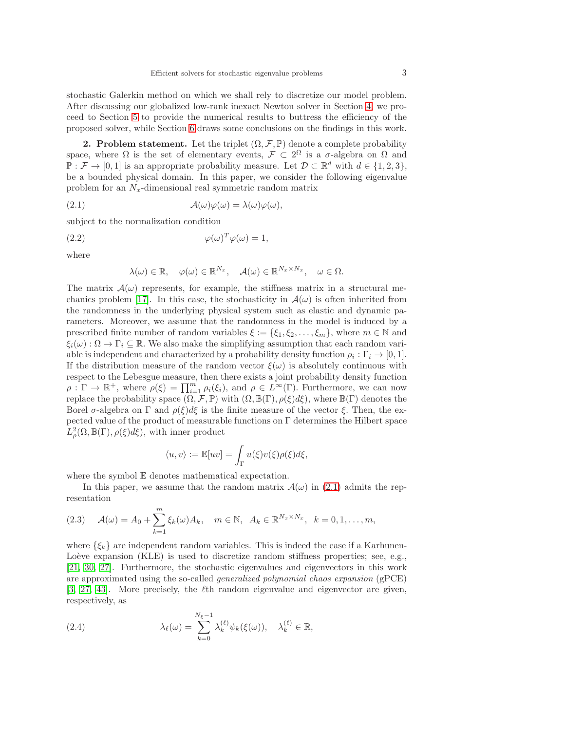stochastic Galerkin method on which we shall rely to discretize our model problem. After discussing our globalized low-rank inexact Newton solver in Section 4, we proceed to Section 5 to provide the numerical results to buttress the efficiency of the proposed solver, while Section 6 draws some conclusions on the findings in this work.

**2. Problem statement.** Let the triplet $(\Omega, \mathcal{F}, \mathbb{P})$ denote a complete probability space, where $\Omega$ is the set of elementary events, $\mathcal{F} \subset 2^{\Omega}$ is a $\sigma$-algebra on $\Omega$ and $\mathbb{P} : \mathcal{F} \to [0, 1]$ is an appropriate probability measure. Let $\mathcal{D} \subset \mathbb{R}^d$ with $d \in \{1, 2, 3\}$, be a bounded physical domain. In this paper, we consider the following eigenvalue problem for an $N_x$-dimensional real symmetric random matrix

$$\mathcal{A}(\omega)\varphi(\omega) = \lambda(\omega)\varphi(\omega), \tag{2.1}$$

subject to the normalization condition

$$\varphi(\omega)^T\varphi(\omega) = 1, \tag{2.2}$$

where

$$\lambda(\omega) \in \mathbb{R}, \quad \varphi(\omega) \in \mathbb{R}^{N_x}, \quad \mathcal{A}(\omega) \in \mathbb{R}^{N_x \times N_x}, \quad \omega \in \Omega.$$

The matrix $\mathcal{A}(\omega)$ represents, for example, the stiffness matrix in a structural mechanics problem [17]. In this case, the stochasticity in $\mathcal{A}(\omega)$ is often inherited from the randomness in the underlying physical system such as elastic and dynamic parameters. Moreover, we assume that the randomness in the model is induced by a prescribed finite number of random variables $\xi := \{\xi_1, \xi_2, \ldots, \xi_m\}$, where $m \in \mathbb{N}$ and $\xi_i(\omega) : \Omega \to \Gamma_i \subseteq \mathbb{R}$. We also make the simplifying assumption that each random variable is independent and characterized by a probability density function $\rho_i : \Gamma_i \to [0, 1]$. If the distribution measure of the random vector $\xi(\omega)$ is absolutely continuous with respect to the Lebesgue measure, then there exists a joint probability density function $\rho : \Gamma \to \mathbb{R}^+$, where $\rho(\xi) = \prod_{i=1}^m \rho_i(\xi_i)$, and $\rho \in L^{\infty}(\Gamma)$. Furthermore, we can now replace the probability space $(\Omega, \mathcal{F}, \mathbb{P})$ with $(\Omega, \mathbb{B}(\Gamma), \rho(\xi)d\xi)$, where $\mathbb{B}(\Gamma)$ denotes the Borel $\sigma$-algebra on $\Gamma$ and $\rho(\xi)d\xi$ is the finite measure of the vector $\xi$. Then, the expected value of the product of measurable functions on $\Gamma$ determines the Hilbert space $L^2_{\rho}(\Omega, \mathbb{B}(\Gamma), \rho(\xi)d\xi)$, with inner product

$$\langle u, v\rangle := \mathbb{E}[uv] = \int_{\Gamma} u(\xi)v(\xi)\rho(\xi)d\xi,$$

where the symbol $\mathbb{E}$ denotes mathematical expectation.

In this paper, we assume that the random matrix $\mathcal{A}(\omega)$ in (2.1) admits the representation

$$\mathcal{A}(\omega) = A_0 + \sum_{k=1}^{m} \xi_k(\omega)A_k, \quad m \in \mathbb{N}, \;\; A_k \in \mathbb{R}^{N_x \times N_x}, \;\; k = 0, 1, \ldots, m, \tag{2.3}$$

where $\{\xi_k\}$ are independent random variables. This is indeed the case if a Karhunen-Loève expansion (KLE) is used to discretize random stiffness properties; see, e.g., [21, 30, 27]. Furthermore, the stochastic eigenvalues and eigenvectors in this work are approximated using the so-called *generalized polynomial chaos expansion* (gPCE) [3, 27, 43]. More precisely, the $\ell$th random eigenvalue and eigenvector are given, respectively, as

$$\lambda_{\ell}(\omega) = \sum_{k=0}^{N_{\xi}-1} \lambda_k^{(\ell)}\psi_k(\xi(\omega)), \quad \lambda_k^{(\ell)} \in \mathbb{R}, \tag{2.4}$$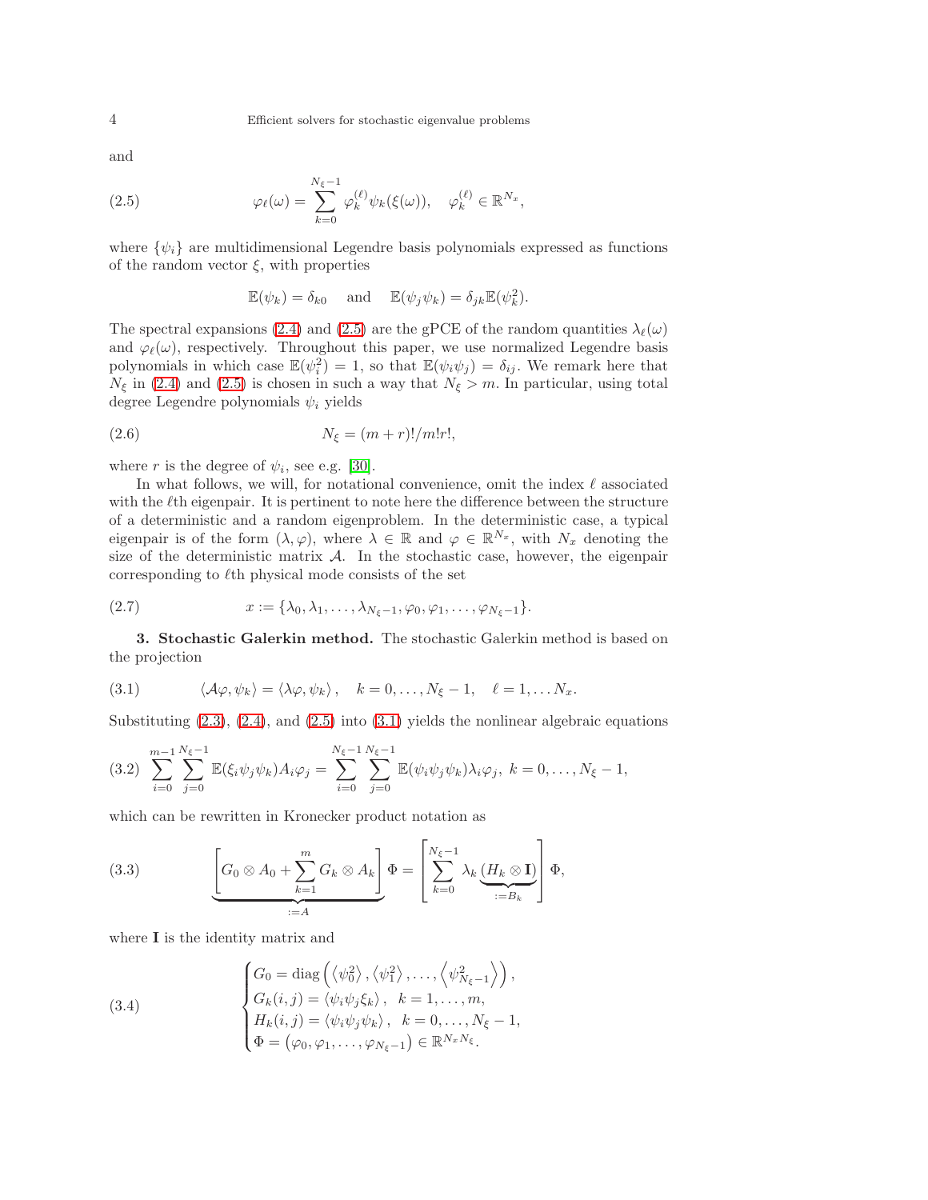and

$$\varphi_\ell(\omega) = \sum_{k=0}^{N_\xi - 1} \varphi_k^{(\ell)} \psi_k(\xi(\omega)), \quad \varphi_k^{(\ell)} \in \mathbb{R}^{N_x}, \tag{2.5}$$

where $\{\psi_i\}$ are multidimensional Legendre basis polynomials expressed as functions of the random vector $\xi$, with properties

$$\mathbb{E}(\psi_k) = \delta_{k0} \quad \text{and} \quad \mathbb{E}(\psi_j \psi_k) = \delta_{jk} \mathbb{E}(\psi_k^2).$$

The spectral expansions (2.4) and (2.5) are the gPCE of the random quantities $\lambda_\ell(\omega)$ and $\varphi_\ell(\omega)$, respectively. Throughout this paper, we use normalized Legendre basis polynomials in which case $\mathbb{E}(\psi_i^2) = 1$, so that $\mathbb{E}(\psi_i \psi_j) = \delta_{ij}$. We remark here that $N_\xi$ in (2.4) and (2.5) is chosen in such a way that $N_\xi > m$. In particular, using total degree Legendre polynomials $\psi_i$ yields

$$N_\xi = (m + r)!/m!r!, \tag{2.6}$$

where $r$ is the degree of $\psi_i$, see e.g. [30].

In what follows, we will, for notational convenience, omit the index $\ell$ associated with the $\ell$th eigenpair. It is pertinent to note here the difference between the structure of a deterministic and a random eigenproblem. In the deterministic case, a typical eigenpair is of the form $(\lambda, \varphi)$, where $\lambda \in \mathbb{R}$ and $\varphi \in \mathbb{R}^{N_x}$, with $N_x$ denoting the size of the deterministic matrix $\mathcal{A}$. In the stochastic case, however, the eigenpair corresponding to $\ell$th physical mode consists of the set

$$x := \{\lambda_0, \lambda_1, \ldots, \lambda_{N_\xi - 1}, \varphi_0, \varphi_1, \ldots, \varphi_{N_\xi - 1}\}. \tag{2.7}$$

**3. Stochastic Galerkin method.** The stochastic Galerkin method is based on the projection

$$\langle \mathcal{A}\varphi, \psi_k \rangle = \langle \lambda \varphi, \psi_k \rangle, \quad k = 0, \ldots, N_\xi - 1, \quad \ell = 1, \ldots N_x. \tag{3.1}$$

Substituting (2.3), (2.4), and (2.5) into (3.1) yields the nonlinear algebraic equations

$$\sum_{i=0}^{m-1} \sum_{j=0}^{N_\xi - 1} \mathbb{E}(\xi_i \psi_j \psi_k) A_i \varphi_j = \sum_{i=0}^{N_\xi - 1} \sum_{j=0}^{N_\xi - 1} \mathbb{E}(\psi_i \psi_j \psi_k) \lambda_i \varphi_j, \; k = 0, \ldots, N_\xi - 1, \tag{3.2}$$

which can be rewritten in Kronecker product notation as

$$\underbrace{\left[ G_0 \otimes A_0 + \sum_{k=1}^{m} G_k \otimes A_k \right]}_{:=A} \Phi = \left[ \sum_{k=0}^{N_\xi - 1} \lambda_k \underbrace{(H_k \otimes \mathbf{I})}_{:=B_k} \right] \Phi, \tag{3.3}$$

where $\mathbf{I}$ is the identity matrix and

$$\begin{cases} G_0 = \operatorname{diag}\left( \left\langle \psi_0^2 \right\rangle, \left\langle \psi_1^2 \right\rangle, \ldots, \left\langle \psi_{N_\xi - 1}^2 \right\rangle \right), \\ G_k(i,j) = \left\langle \psi_i \psi_j \xi_k \right\rangle, \quad k = 1, \ldots, m, \\ H_k(i,j) = \left\langle \psi_i \psi_j \psi_k \right\rangle, \quad k = 0, \ldots, N_\xi - 1, \\ \Phi = \left( \varphi_0, \varphi_1, \ldots, \varphi_{N_\xi - 1} \right) \in \mathbb{R}^{N_x N_\xi}. \end{cases} \tag{3.4}$$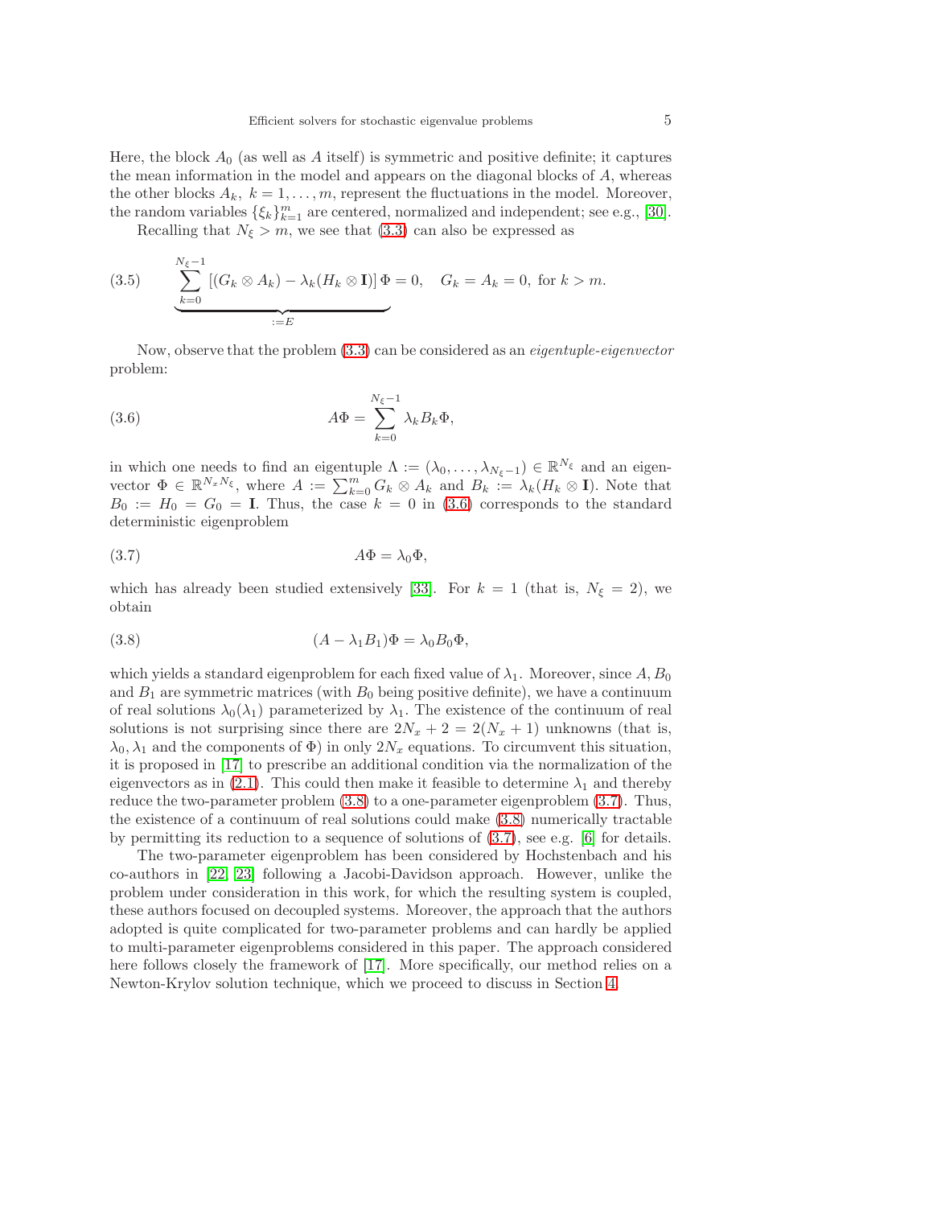Here, the block $A_0$ (as well as $A$ itself) is symmetric and positive definite; it captures the mean information in the model and appears on the diagonal blocks of $A$, whereas the other blocks $A_k,\ k = 1, \ldots, m$, represent the fluctuations in the model. Moreover, the random variables $\{\xi_k\}_{k=1}^m$ are centered, normalized and independent; see e.g., [30].

Recalling that $N_\xi > m$, we see that (3.3) can also be expressed as

$$
\underbrace{\sum_{k=0}^{N_\xi - 1} \left[ (G_k \otimes A_k) - \lambda_k (H_k \otimes \mathbf{I}) \right] \Phi}_{:=E} = 0, \quad G_k = A_k = 0, \text{ for } k > m. \tag{3.5}
$$

Now, observe that the problem (3.3) can be considered as an *eigentuple-eigenvector* problem:

$$
A\Phi = \sum_{k=0}^{N_\xi - 1} \lambda_k B_k \Phi, \tag{3.6}
$$

in which one needs to find an eigentuple $\Lambda := (\lambda_0, \ldots, \lambda_{N_\xi - 1}) \in \mathbb{R}^{N_\xi}$ and an eigenvector $\Phi \in \mathbb{R}^{N_x N_\xi}$, where $A := \sum_{k=0}^m G_k \otimes A_k$ and $B_k := \lambda_k (H_k \otimes \mathbf{I})$. Note that $B_0 := H_0 = G_0 = \mathbf{I}$. Thus, the case $k = 0$ in (3.6) corresponds to the standard deterministic eigenproblem

$$
A\Phi = \lambda_0 \Phi, \tag{3.7}
$$

which has already been studied extensively [33]. For $k = 1$ (that is, $N_\xi = 2$), we obtain

$$
(A - \lambda_1 B_1)\Phi = \lambda_0 B_0 \Phi, \tag{3.8}
$$

which yields a standard eigenproblem for each fixed value of $\lambda_1$. Moreover, since $A, B_0$ and $B_1$ are symmetric matrices (with $B_0$ being positive definite), we have a continuum of real solutions $\lambda_0(\lambda_1)$ parameterized by $\lambda_1$. The existence of the continuum of real solutions is not surprising since there are $2N_x + 2 = 2(N_x + 1)$ unknowns (that is, $\lambda_0, \lambda_1$ and the components of $\Phi$) in only $2N_x$ equations. To circumvent this situation, it is proposed in [17] to prescribe an additional condition via the normalization of the eigenvectors as in (2.1). This could then make it feasible to determine $\lambda_1$ and thereby reduce the two-parameter problem (3.8) to a one-parameter eigenproblem (3.7). Thus, the existence of a continuum of real solutions could make (3.8) numerically tractable by permitting its reduction to a sequence of solutions of (3.7), see e.g. [6] for details.

The two-parameter eigenproblem has been considered by Hochstenbach and his co-authors in [22, 23] following a Jacobi-Davidson approach. However, unlike the problem under consideration in this work, for which the resulting system is coupled, these authors focused on decoupled systems. Moreover, the approach that the authors adopted is quite complicated for two-parameter problems and can hardly be applied to multi-parameter eigenproblems considered in this paper. The approach considered here follows closely the framework of [17]. More specifically, our method relies on a Newton-Krylov solution technique, which we proceed to discuss in Section 4.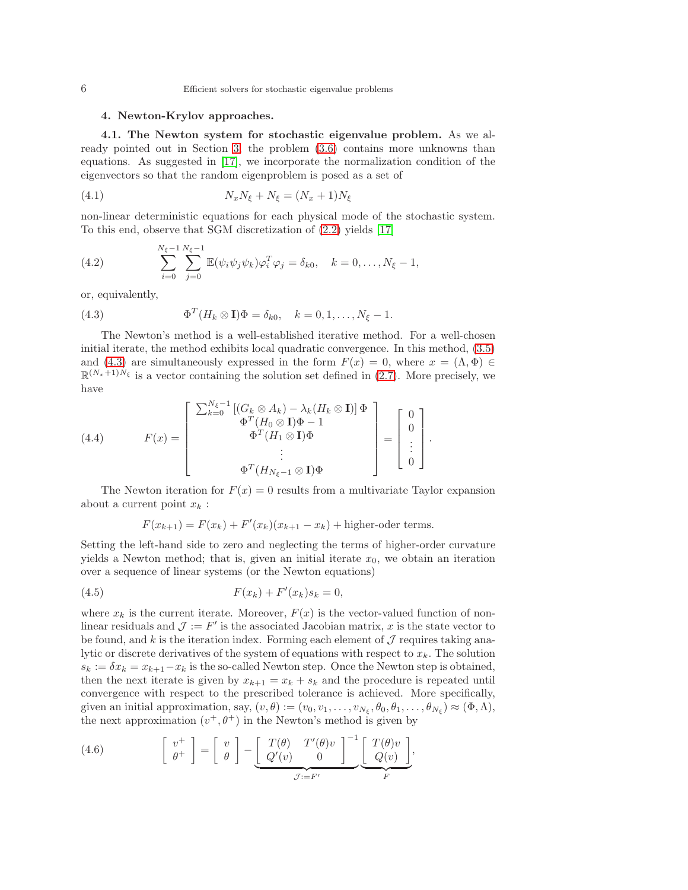## 4. Newton-Krylov approaches.

**4.1. The Newton system for stochastic eigenvalue problem.** As we already pointed out in Section 3, the problem (3.6) contains more unknowns than equations. As suggested in [17], we incorporate the normalization condition of the eigenvectors so that the random eigenproblem is posed as a set of

$$N_x N_\xi + N_\xi = (N_x + 1)N_\xi \tag{4.1}$$

non-linear deterministic equations for each physical mode of the stochastic system. To this end, observe that SGM discretization of (2.2) yields [17]

$$\sum_{i=0}^{N_\xi - 1} \sum_{j=0}^{N_\xi - 1} \mathbb{E}(\psi_i \psi_j \psi_k) \varphi_i^T \varphi_j = \delta_{k0}, \quad k = 0, \ldots, N_\xi - 1, \tag{4.2}$$

or, equivalently,

$$\Phi^T (H_k \otimes \mathbf{I}) \Phi = \delta_{k0}, \quad k = 0, 1, \ldots, N_\xi - 1. \tag{4.3}$$

The Newton's method is a well-established iterative method. For a well-chosen initial iterate, the method exhibits local quadratic convergence. In this method, (3.5) and (4.3) are simultaneously expressed in the form $F(x) = 0$, where $x = (\Lambda, \Phi) \in \mathbb{R}^{(N_x+1)N_\xi}$ is a vector containing the solution set defined in (2.7). More precisely, we have

$$F(x) = \begin{bmatrix} \sum_{k=0}^{N_\xi - 1} \left[ (G_k \otimes A_k) - \lambda_k (H_k \otimes \mathbf{I}) \right] \Phi \\ \Phi^T (H_0 \otimes \mathbf{I}) \Phi - 1 \\ \Phi^T (H_1 \otimes \mathbf{I}) \Phi \\ \vdots \\ \Phi^T (H_{N_\xi - 1} \otimes \mathbf{I}) \Phi \end{bmatrix} = \begin{bmatrix} 0 \\ 0 \\ \vdots \\ 0 \end{bmatrix}. \tag{4.4}$$

The Newton iteration for $F(x) = 0$ results from a multivariate Taylor expansion about a current point $x_k$ :

$$F(x_{k+1}) = F(x_k) + F'(x_k)(x_{k+1} - x_k) + \text{higher-oder terms.}$$

Setting the left-hand side to zero and neglecting the terms of higher-order curvature yields a Newton method; that is, given an initial iterate $x_0$, we obtain an iteration over a sequence of linear systems (or the Newton equations)

$$F(x_k) + F'(x_k) s_k = 0, \tag{4.5}$$

where $x_k$ is the current iterate. Moreover, $F(x)$ is the vector-valued function of nonlinear residuals and $\mathcal{J} := F'$ is the associated Jacobian matrix, $x$ is the state vector to be found, and $k$ is the iteration index. Forming each element of $\mathcal{J}$ requires taking analytic or discrete derivatives of the system of equations with respect to $x_k$. The solution $s_k := \delta x_k = x_{k+1} - x_k$ is the so-called Newton step. Once the Newton step is obtained, then the next iterate is given by $x_{k+1} = x_k + s_k$ and the procedure is repeated until convergence with respect to the prescribed tolerance is achieved. More specifically, given an initial approximation, say, $(v, \theta) := (v_0, v_1, \ldots, v_{N_\xi}, \theta_0, \theta_1, \ldots, \theta_{N_\xi}) \approx (\Phi, \Lambda)$, the next approximation $(v^+, \theta^+)$ in the Newton's method is given by

$$\begin{bmatrix} v^+ \\ \theta^+ \end{bmatrix} = \begin{bmatrix} v \\ \theta \end{bmatrix} - \underbrace{\begin{bmatrix} T(\theta) & T'(\theta) v \\ Q'(v) & 0 \end{bmatrix}^{-1}}_{\mathcal{J} := F'} \underbrace{\begin{bmatrix} T(\theta) v \\ Q(v) \end{bmatrix}}_{F}, \tag{4.6}$$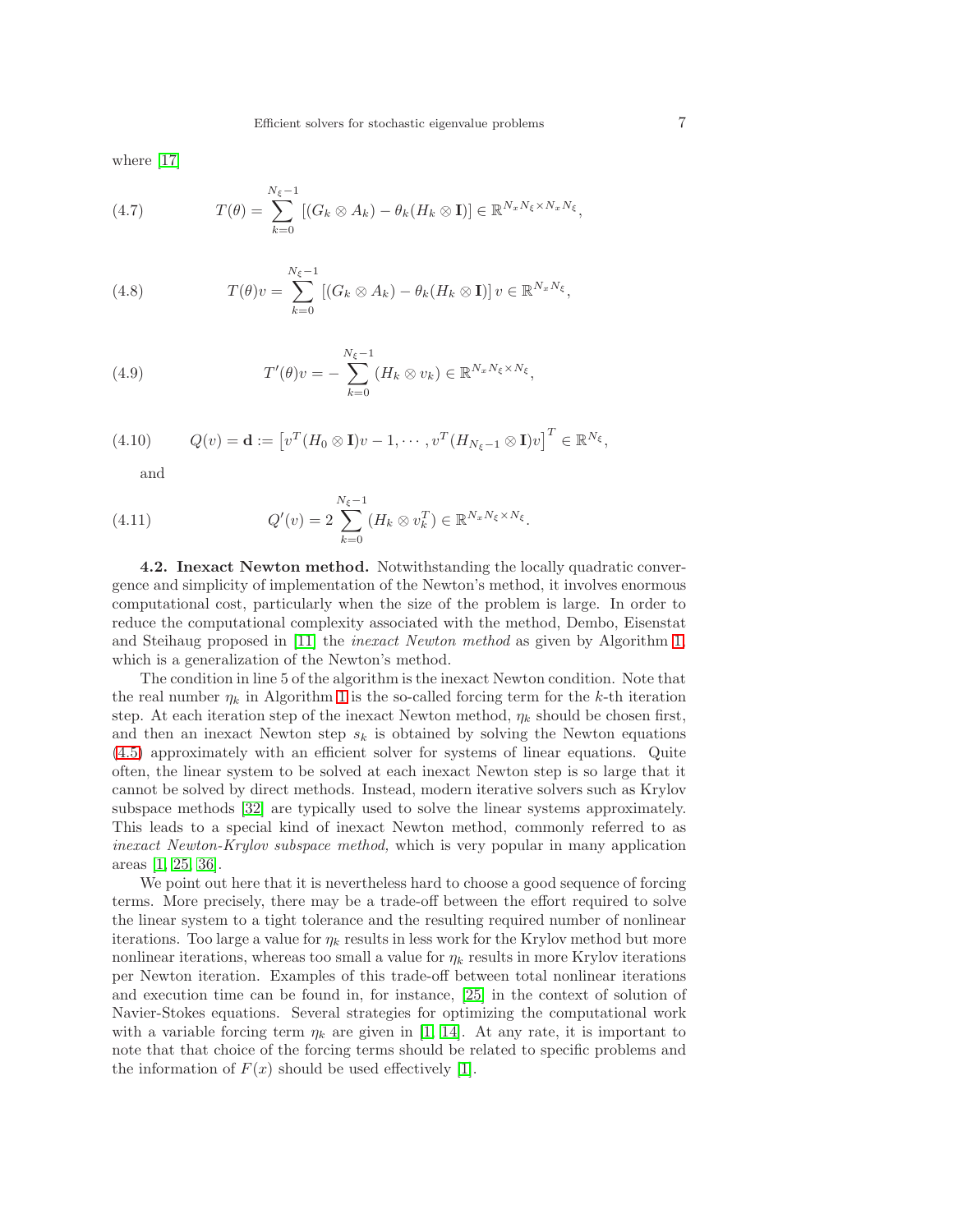where [17]

$$T(\theta) = \sum_{k=0}^{N_\xi - 1} \left[ (G_k \otimes A_k) - \theta_k (H_k \otimes \mathbf{I}) \right] \in \mathbb{R}^{N_x N_\xi \times N_x N_\xi}, \tag{4.7}$$

$$T(\theta)v = \sum_{k=0}^{N_\xi - 1} \left[ (G_k \otimes A_k) - \theta_k (H_k \otimes \mathbf{I}) \right] v \in \mathbb{R}^{N_x N_\xi}, \tag{4.8}$$

$$T'(\theta)v = - \sum_{k=0}^{N_\xi - 1} (H_k \otimes v_k) \in \mathbb{R}^{N_x N_\xi \times N_\xi}, \tag{4.9}$$

$$Q(v) = \mathbf{d} := \left[ v^T (H_0 \otimes \mathbf{I}) v - 1, \cdots, v^T (H_{N_\xi - 1} \otimes \mathbf{I}) v \right]^T \in \mathbb{R}^{N_\xi}, \tag{4.10}$$

and

$$Q'(v) = 2 \sum_{k=0}^{N_\xi - 1} (H_k \otimes v_k^T) \in \mathbb{R}^{N_x N_\xi \times N_\xi}. \tag{4.11}$$

**4.2. Inexact Newton method.** Notwithstanding the locally quadratic convergence and simplicity of implementation of the Newton's method, it involves enormous computational cost, particularly when the size of the problem is large. In order to reduce the computational complexity associated with the method, Dembo, Eisenstat and Steihaug proposed in [11] the *inexact Newton method* as given by Algorithm 1, which is a generalization of the Newton's method.

The condition in line 5 of the algorithm is the inexact Newton condition. Note that the real number $\eta_k$ in Algorithm 1 is the so-called forcing term for the $k$-th iteration step. At each iteration step of the inexact Newton method, $\eta_k$ should be chosen first, and then an inexact Newton step $s_k$ is obtained by solving the Newton equations (4.5) approximately with an efficient solver for systems of linear equations. Quite often, the linear system to be solved at each inexact Newton step is so large that it cannot be solved by direct methods. Instead, modern iterative solvers such as Krylov subspace methods [32] are typically used to solve the linear systems approximately. This leads to a special kind of inexact Newton method, commonly referred to as *inexact Newton-Krylov subspace method,* which is very popular in many application areas [1, 25, 36].

We point out here that it is nevertheless hard to choose a good sequence of forcing terms. More precisely, there may be a trade-off between the effort required to solve the linear system to a tight tolerance and the resulting required number of nonlinear iterations. Too large a value for $\eta_k$ results in less work for the Krylov method but more nonlinear iterations, whereas too small a value for $\eta_k$ results in more Krylov iterations per Newton iteration. Examples of this trade-off between total nonlinear iterations and execution time can be found in, for instance, [25] in the context of solution of Navier-Stokes equations. Several strategies for optimizing the computational work with a variable forcing term $\eta_k$ are given in [1, 14]. At any rate, it is important to note that that choice of the forcing terms should be related to specific problems and the information of $F(x)$ should be used effectively [1].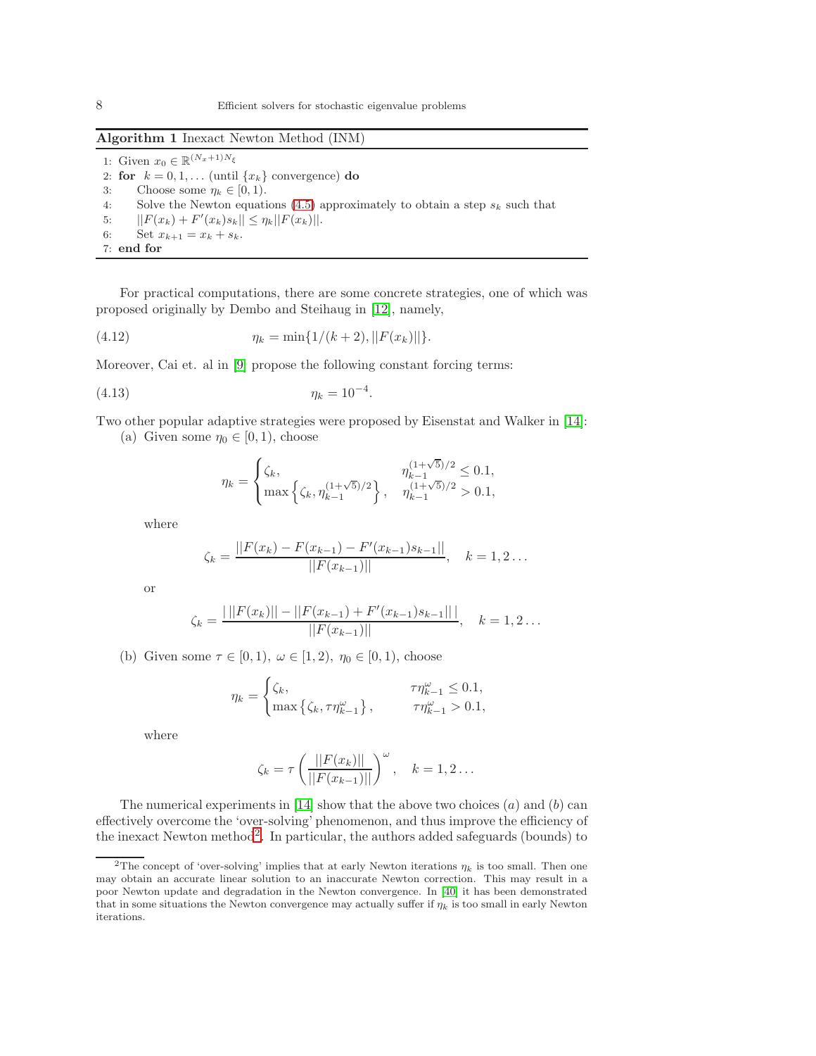**Algorithm 1** Inexact Newton Method (INM)

1: Given $x_0 \in \mathbb{R}^{(N_x+1)N_\xi}$
2: **for** $k = 0, 1, \ldots$ (until $\{x_k\}$ convergence) **do**
3: Choose some $\eta_k \in [0, 1)$.
4: Solve the Newton equations (4.5) approximately to obtain a step $s_k$ such that
5: $||F(x_k) + F'(x_k)s_k|| \le \eta_k ||F(x_k)||$.
6: Set $x_{k+1} = x_k + s_k$.
7: **end for**

For practical computations, there are some concrete strategies, one of which was proposed originally by Dembo and Steihaug in [12], namely,

$$\eta_k = \min\{1/(k+2), ||F(x_k)||\}. \tag{4.12}$$

Moreover, Cai et. al in [9] propose the following constant forcing terms:

$$\eta_k = 10^{-4}. \tag{4.13}$$

Two other popular adaptive strategies were proposed by Eisenstat and Walker in [14]:

(a) Given some $\eta_0 \in [0, 1)$, choose

$$\eta_k = \begin{cases} \zeta_k, & \eta_{k-1}^{(1+\sqrt{5})/2} \le 0.1, \\ \max\left\{\zeta_k, \eta_{k-1}^{(1+\sqrt{5})/2}\right\}, & \eta_{k-1}^{(1+\sqrt{5})/2} > 0.1, \end{cases}$$

where

$$\zeta_k = \frac{||F(x_k) - F(x_{k-1}) - F'(x_{k-1})s_{k-1}||}{||F(x_{k-1})||}, \quad k = 1, 2 \ldots$$

or

$$\zeta_k = \frac{|\,||F(x_k)|| - ||F(x_{k-1}) + F'(x_{k-1})s_{k-1}||\,|}{||F(x_{k-1})||}, \quad k = 1, 2 \ldots$$

(b) Given some $\tau \in [0, 1)$, $\omega \in [1, 2)$, $\eta_0 \in [0, 1)$, choose

$$\eta_k = \begin{cases} \zeta_k, & \tau\eta_{k-1}^{\omega} \le 0.1, \\ \max\left\{\zeta_k, \tau\eta_{k-1}^{\omega}\right\}, & \tau\eta_{k-1}^{\omega} > 0.1, \end{cases}$$

where

$$\zeta_k = \tau\left(\frac{||F(x_k)||}{||F(x_{k-1})||}\right)^{\omega}, \quad k = 1, 2 \ldots$$

The numerical experiments in [14] show that the above two choices $(a)$ and $(b)$ can effectively overcome the 'over-solving' phenomenon, and thus improve the efficiency of the inexact Newton method[2]. In particular, the authors added safeguards (bounds) to

[2] The concept of 'over-solving' implies that at early Newton iterations $\eta_k$ is too small. Then one may obtain an accurate linear solution to an inaccurate Newton correction. This may result in a poor Newton update and degradation in the Newton convergence. In [40] it has been demonstrated that in some situations the Newton convergence may actually suffer if $\eta_k$ is too small in early Newton iterations.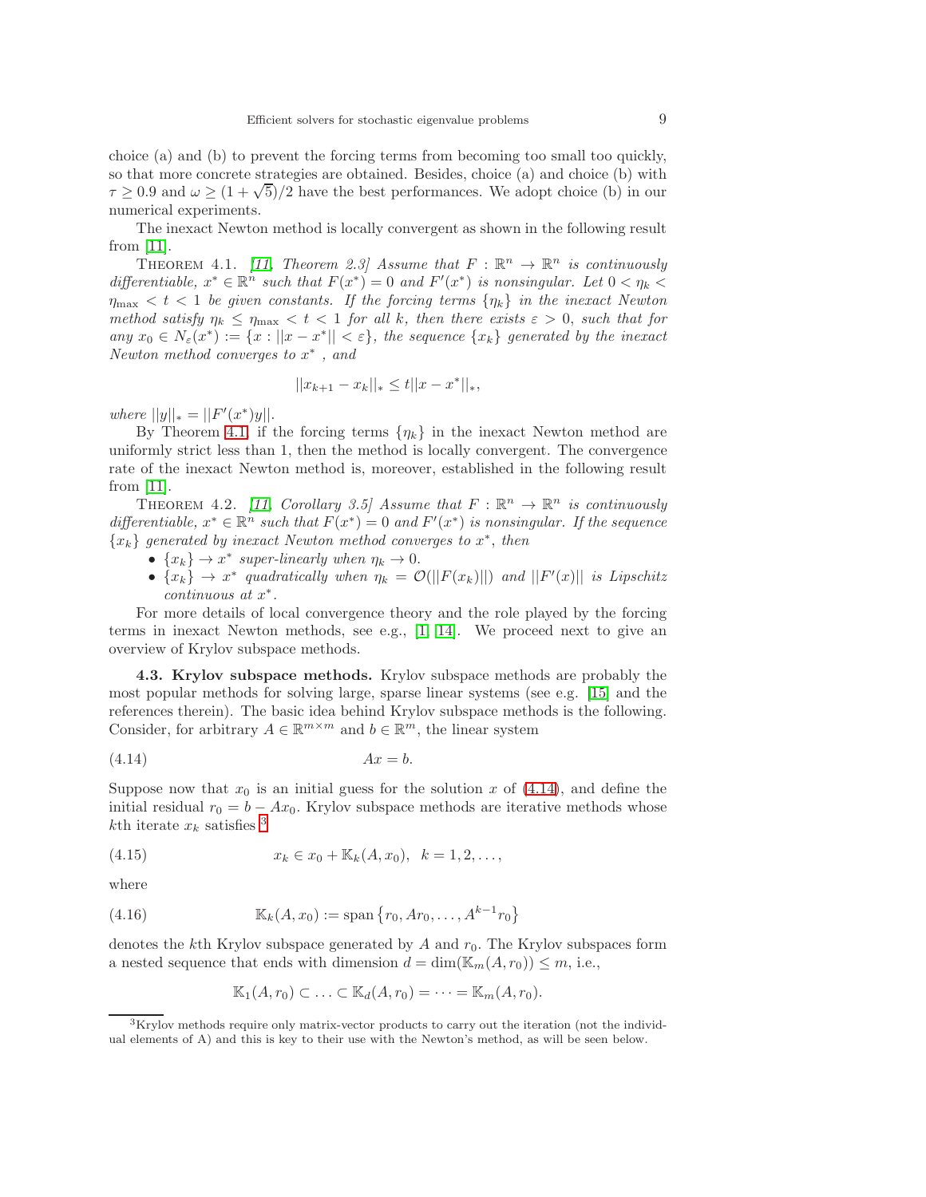choice (a) and (b) to prevent the forcing terms from becoming too small too quickly, so that more concrete strategies are obtained. Besides, choice (a) and choice (b) with $\tau \geq 0.9$ and $\omega \geq (1+\sqrt{5})/2$ have the best performances. We adopt choice (b) in our numerical experiments.

The inexact Newton method is locally convergent as shown in the following result from [11].

THEOREM 4.1. *[11, Theorem 2.3] Assume that $F : \mathbb{R}^n \to \mathbb{R}^n$ is continuously differentiable, $x^* \in \mathbb{R}^n$ such that $F(x^*) = 0$ and $F'(x^*)$ is nonsingular. Let $0 < \eta_k < \eta_{\max} < t < 1$ be given constants. If the forcing terms $\{\eta_k\}$ in the inexact Newton method satisfy $\eta_k \leq \eta_{\max} < t < 1$ for all $k$, then there exists $\varepsilon > 0$, such that for any $x_0 \in N_\varepsilon(x^*) := \{x : ||x - x^*|| < \varepsilon\}$, the sequence $\{x_k\}$ generated by the inexact Newton method converges to $x^*$, and*

$$||x_{k+1} - x_k||_* \leq t||x - x^*||_*,$$

*where $||y||_* = ||F'(x^*)y||$.*

By Theorem 4.1, if the forcing terms $\{\eta_k\}$ in the inexact Newton method are uniformly strict less than 1, then the method is locally convergent. The convergence rate of the inexact Newton method is, moreover, established in the following result from [11].

THEOREM 4.2. *[11, Corollary 3.5] Assume that $F : \mathbb{R}^n \to \mathbb{R}^n$ is continuously differentiable, $x^* \in \mathbb{R}^n$ such that $F(x^*) = 0$ and $F'(x^*)$ is nonsingular. If the sequence $\{x_k\}$ generated by inexact Newton method converges to $x^*$, then*

- *$\{x_k\} \to x^*$ super-linearly when $\eta_k \to 0$.*
- *$\{x_k\} \to x^*$ quadratically when $\eta_k = \mathcal{O}(||F(x_k)||)$ and $||F'(x)||$ is Lipschitz continuous at $x^*$.*

For more details of local convergence theory and the role played by the forcing terms in inexact Newton methods, see e.g., [1, 14]. We proceed next to give an overview of Krylov subspace methods.

**4.3. Krylov subspace methods.** Krylov subspace methods are probably the most popular methods for solving large, sparse linear systems (see e.g. [15] and the references therein). The basic idea behind Krylov subspace methods is the following. Consider, for arbitrary $A \in \mathbb{R}^{m\times m}$ and $b \in \mathbb{R}^m$, the linear system

$$Ax = b. \tag{4.14}$$

Suppose now that $x_0$ is an initial guess for the solution $x$ of (4.14), and define the initial residual $r_0 = b - Ax_0$. Krylov subspace methods are iterative methods whose $k$th iterate $x_k$ satisfies [3]

$$x_k \in x_0 + \mathbb{K}_k(A, x_0), \quad k = 1, 2, \ldots, \tag{4.15}$$

where

$$\mathbb{K}_k(A, x_0) := \text{span}\left\{r_0, Ar_0, \ldots, A^{k-1}r_0\right\} \tag{4.16}$$

denotes the $k$th Krylov subspace generated by $A$ and $r_0$. The Krylov subspaces form a nested sequence that ends with dimension $d = \dim(\mathbb{K}_m(A, r_0)) \leq m$, i.e.,

$$\mathbb{K}_1(A, r_0) \subset \ldots \subset \mathbb{K}_d(A, r_0) = \cdots = \mathbb{K}_m(A, r_0).$$

[3] Krylov methods require only matrix-vector products to carry out the iteration (not the individual elements of A) and this is key to their use with the Newton's method, as will be seen below.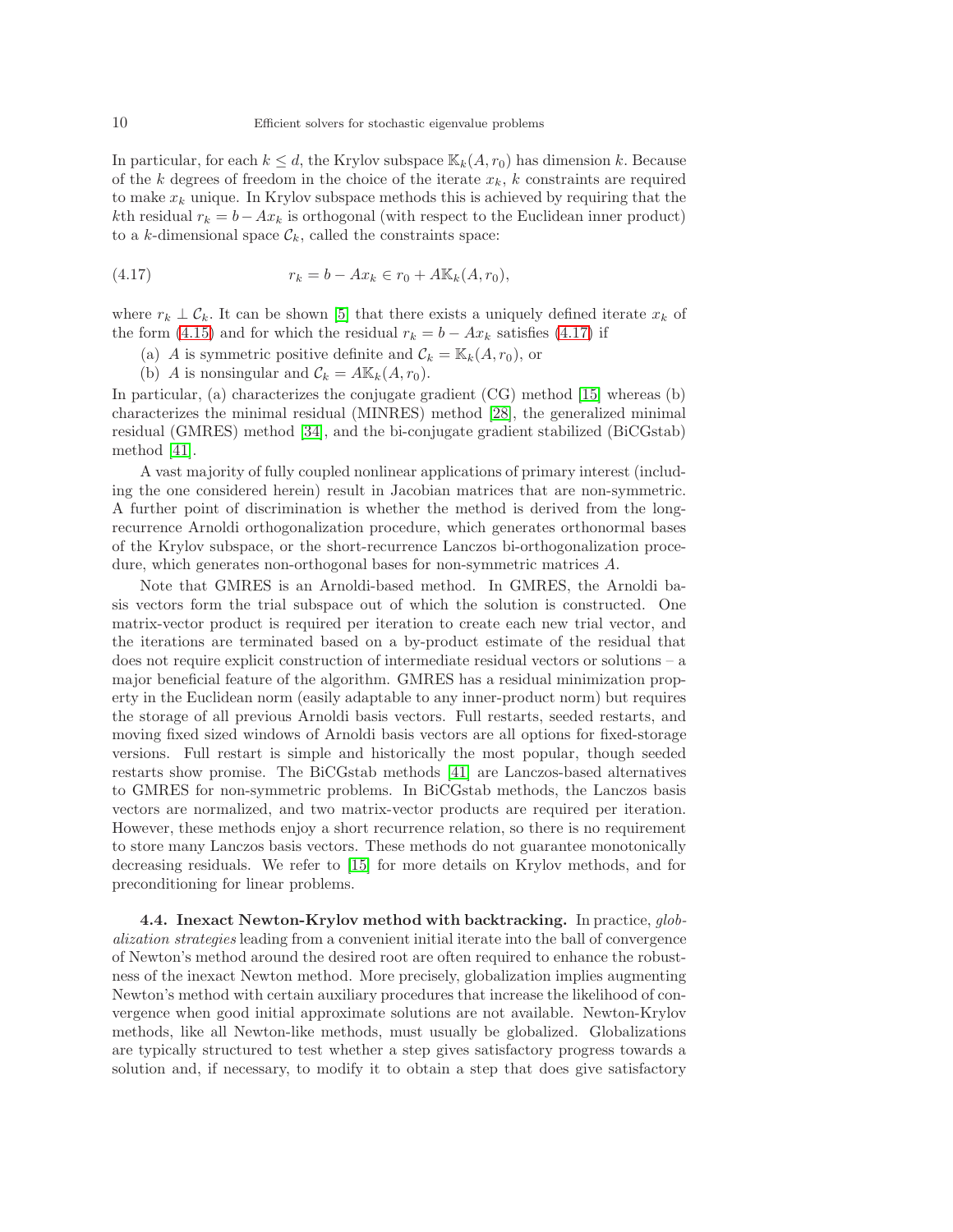In particular, for each $k \leq d$, the Krylov subspace $\mathbb{K}_k(A, r_0)$ has dimension $k$. Because of the $k$ degrees of freedom in the choice of the iterate $x_k$, $k$ constraints are required to make $x_k$ unique. In Krylov subspace methods this is achieved by requiring that the $k$th residual $r_k = b - Ax_k$ is orthogonal (with respect to the Euclidean inner product) to a $k$-dimensional space $\mathcal{C}_k$, called the constraints space:

$$r_k = b - Ax_k \in r_0 + A\mathbb{K}_k(A, r_0), \tag{4.17}$$

where $r_k \perp \mathcal{C}_k$. It can be shown [5] that there exists a uniquely defined iterate $x_k$ of the form (4.15) and for which the residual $r_k = b - Ax_k$ satisfies (4.17) if

(a) $A$ is symmetric positive definite and $\mathcal{C}_k = \mathbb{K}_k(A, r_0)$, or

(b) $A$ is nonsingular and $\mathcal{C}_k = A\mathbb{K}_k(A, r_0)$.

In particular, (a) characterizes the conjugate gradient (CG) method [15] whereas (b) characterizes the minimal residual (MINRES) method [28], the generalized minimal residual (GMRES) method [34], and the bi-conjugate gradient stabilized (BiCGstab) method [41].

A vast majority of fully coupled nonlinear applications of primary interest (including the one considered herein) result in Jacobian matrices that are non-symmetric. A further point of discrimination is whether the method is derived from the long-recurrence Arnoldi orthogonalization procedure, which generates orthonormal bases of the Krylov subspace, or the short-recurrence Lanczos bi-orthogonalization procedure, which generates non-orthogonal bases for non-symmetric matrices $A$.

Note that GMRES is an Arnoldi-based method. In GMRES, the Arnoldi basis vectors form the trial subspace out of which the solution is constructed. One matrix-vector product is required per iteration to create each new trial vector, and the iterations are terminated based on a by-product estimate of the residual that does not require explicit construction of intermediate residual vectors or solutions – a major beneficial feature of the algorithm. GMRES has a residual minimization property in the Euclidean norm (easily adaptable to any inner-product norm) but requires the storage of all previous Arnoldi basis vectors. Full restarts, seeded restarts, and moving fixed sized windows of Arnoldi basis vectors are all options for fixed-storage versions. Full restart is simple and historically the most popular, though seeded restarts show promise. The BiCGstab methods [41] are Lanczos-based alternatives to GMRES for non-symmetric problems. In BiCGstab methods, the Lanczos basis vectors are normalized, and two matrix-vector products are required per iteration. However, these methods enjoy a short recurrence relation, so there is no requirement to store many Lanczos basis vectors. These methods do not guarantee monotonically decreasing residuals. We refer to [15] for more details on Krylov methods, and for preconditioning for linear problems.

### 4.4. Inexact Newton-Krylov method with backtracking.

In practice, *globalization strategies* leading from a convenient initial iterate into the ball of convergence of Newton's method around the desired root are often required to enhance the robustness of the inexact Newton method. More precisely, globalization implies augmenting Newton's method with certain auxiliary procedures that increase the likelihood of convergence when good initial approximate solutions are not available. Newton-Krylov methods, like all Newton-like methods, must usually be globalized. Globalizations are typically structured to test whether a step gives satisfactory progress towards a solution and, if necessary, to modify it to obtain a step that does give satisfactory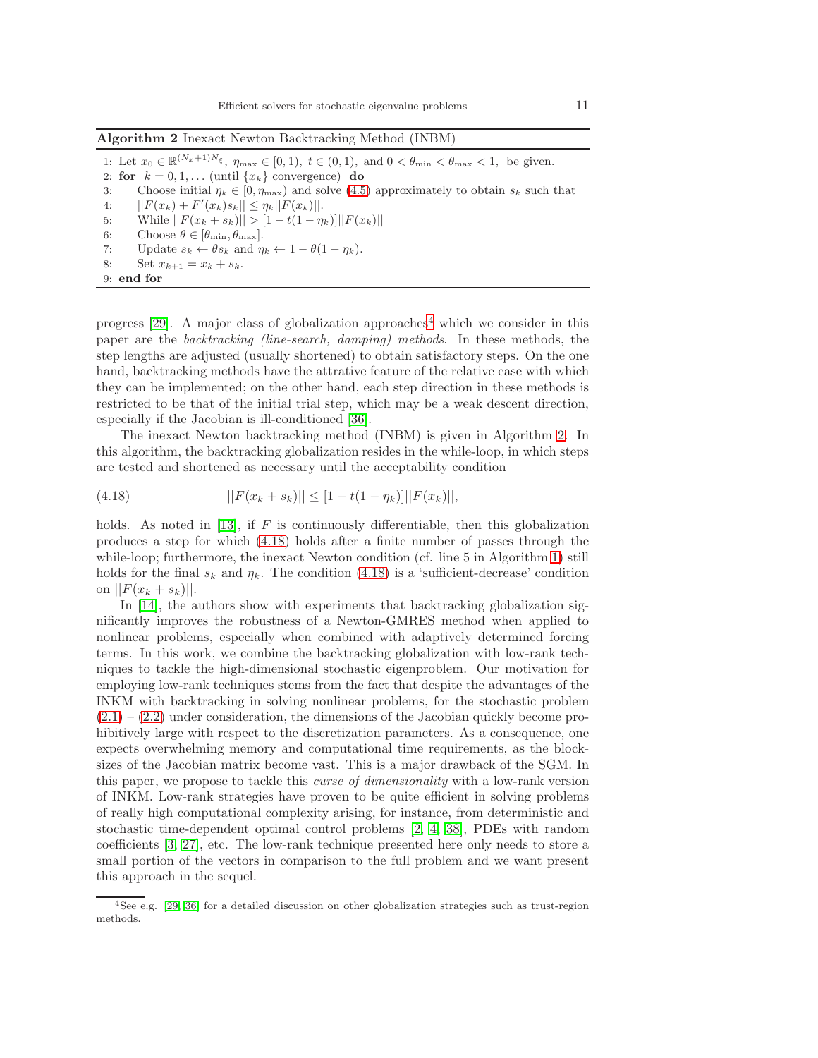**Algorithm 2** Inexact Newton Backtracking Method (INBM)

```
1: Let x_0 ∈ R^{(N_x+1)N_ξ}, η_max ∈ [0,1), t ∈ (0,1), and 0 < θ_min < θ_max < 1, be given.
2: for k = 0,1,... (until {x_k} convergence) do
3:     Choose initial η_k ∈ [0, η_max) and solve (4.5) approximately to obtain s_k such that
4:     ||F(x_k) + F'(x_k)s_k|| ≤ η_k||F(x_k)||.
5:     While ||F(x_k + s_k)|| > [1 − t(1 − η_k)]||F(x_k)||
6:     Choose θ ∈ [θ_min, θ_max].
7:     Update s_k ← θs_k and η_k ← 1 − θ(1 − η_k).
8:     Set x_{k+1} = x_k + s_k.
9: end for
```

progress [29]. A major class of globalization approaches[4] which we consider in this paper are the *backtracking (line-search, damping) methods*. In these methods, the step lengths are adjusted (usually shortened) to obtain satisfactory steps. On the one hand, backtracking methods have the attrative feature of the relative ease with which they can be implemented; on the other hand, each step direction in these methods is restricted to be that of the initial trial step, which may be a weak descent direction, especially if the Jacobian is ill-conditioned [36].

The inexact Newton backtracking method (INBM) is given in Algorithm 2. In this algorithm, the backtracking globalization resides in the while-loop, in which steps are tested and shortened as necessary until the acceptability condition

$$||F(x_k + s_k)|| \leq [1 - t(1 - \eta_k)]||F(x_k)||, \tag{4.18}$$

holds. As noted in [13], if $F$ is continuously differentiable, then this globalization produces a step for which (4.18) holds after a finite number of passes through the while-loop; furthermore, the inexact Newton condition (cf. line 5 in Algorithm 1) still holds for the final $s_k$ and $\eta_k$. The condition (4.18) is a 'sufficient-decrease' condition on $||F(x_k + s_k)||$.

In [14], the authors show with experiments that backtracking globalization significantly improves the robustness of a Newton-GMRES method when applied to nonlinear problems, especially when combined with adaptively determined forcing terms. In this work, we combine the backtracking globalization with low-rank techniques to tackle the high-dimensional stochastic eigenproblem. Our motivation for employing low-rank techniques stems from the fact that despite the advantages of the INKM with backtracking in solving nonlinear problems, for the stochastic problem (2.1) – (2.2) under consideration, the dimensions of the Jacobian quickly become prohibitively large with respect to the discretization parameters. As a consequence, one expects overwhelming memory and computational time requirements, as the block-sizes of the Jacobian matrix become vast. This is a major drawback of the SGM. In this paper, we propose to tackle this *curse of dimensionality* with a low-rank version of INKM. Low-rank strategies have proven to be quite efficient in solving problems of really high computational complexity arising, for instance, from deterministic and stochastic time-dependent optimal control problems [2, 4, 38], PDEs with random coefficients [3, 27], etc. The low-rank technique presented here only needs to store a small portion of the vectors in comparison to the full problem and we want present this approach in the sequel.

[4]See e.g. [29, 36] for a detailed discussion on other globalization strategies such as trust-region methods.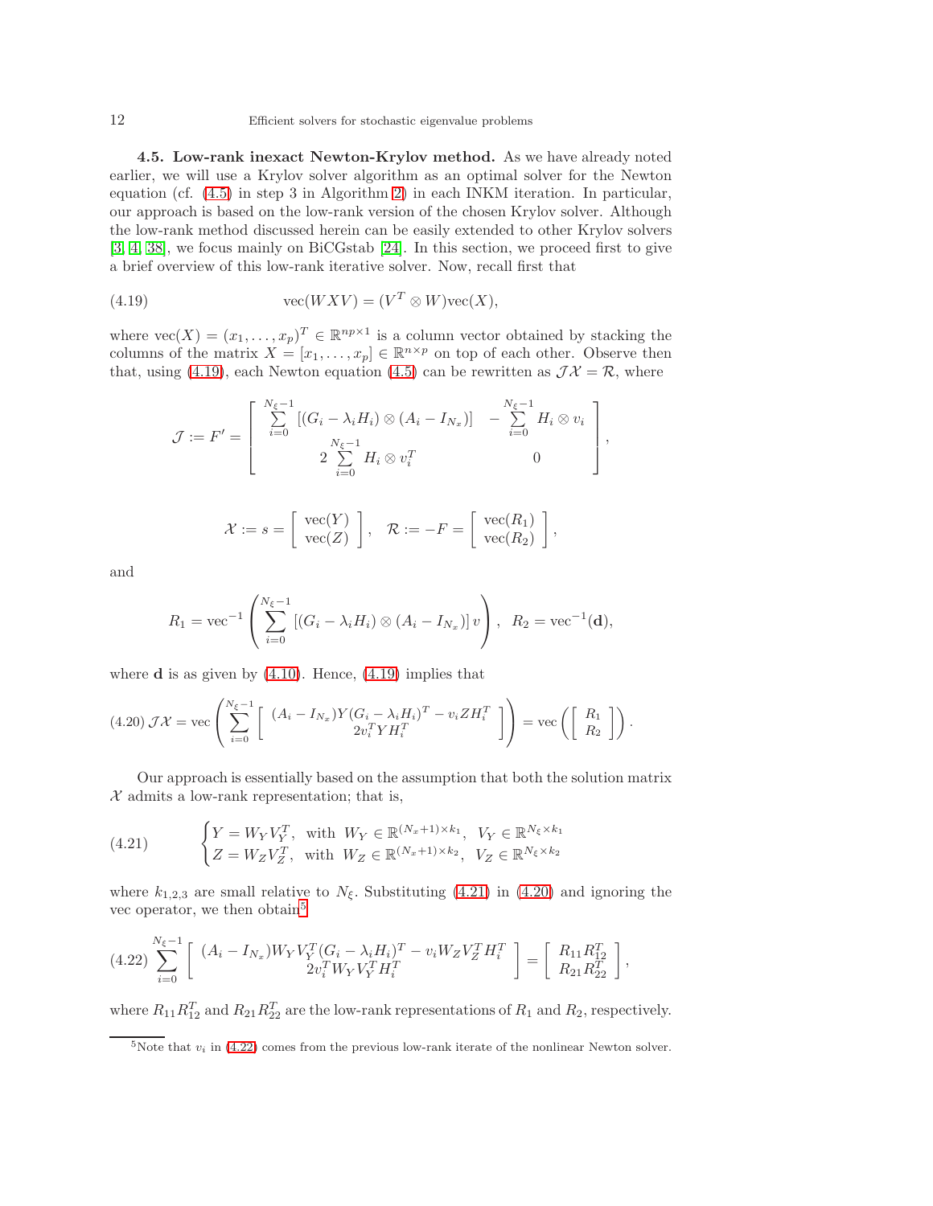**4.5. Low-rank inexact Newton-Krylov method.** As we have already noted earlier, we will use a Krylov solver algorithm as an optimal solver for the Newton equation (cf. (4.5) in step 3 in Algorithm 2) in each INKM iteration. In particular, our approach is based on the low-rank version of the chosen Krylov solver. Although the low-rank method discussed herein can be easily extended to other Krylov solvers [3, 4, 38], we focus mainly on BiCGstab [24]. In this section, we proceed first to give a brief overview of this low-rank iterative solver. Now, recall first that

$$\text{vec}(WXV) = (V^T \otimes W)\text{vec}(X), \tag{4.19}$$

where $\text{vec}(X) = (x_1, \ldots, x_p)^T \in \mathbb{R}^{np \times 1}$ is a column vector obtained by stacking the columns of the matrix $X = [x_1, \ldots, x_p] \in \mathbb{R}^{n \times p}$ on top of each other. Observe then that, using (4.19), each Newton equation (4.5) can be rewritten as $\mathcal{J}\mathcal{X} = \mathcal{R}$, where

$$\mathcal{J} := F' = \begin{bmatrix} \sum\limits_{i=0}^{N_\xi - 1} [(G_i - \lambda_i H_i) \otimes (A_i - I_{N_x})] & -\sum\limits_{i=0}^{N_\xi - 1} H_i \otimes v_i \\ 2\sum\limits_{i=0}^{N_\xi - 1} H_i \otimes v_i^T & 0 \end{bmatrix},$$

$$\mathcal{X} := s = \begin{bmatrix} \text{vec}(Y) \\ \text{vec}(Z) \end{bmatrix}, \quad \mathcal{R} := -F = \begin{bmatrix} \text{vec}(R_1) \\ \text{vec}(R_2) \end{bmatrix},$$

and

$$R_1 = \text{vec}^{-1}\left(\sum_{i=0}^{N_\xi - 1} [(G_i - \lambda_i H_i) \otimes (A_i - I_{N_x})]\, v\right), \quad R_2 = \text{vec}^{-1}(\mathbf{d}),$$

where $\mathbf{d}$ is as given by (4.10). Hence, (4.19) implies that

$$\mathcal{J}\mathcal{X} = \text{vec}\left(\sum_{i=0}^{N_\xi - 1} \begin{bmatrix} (A_i - I_{N_x})Y(G_i - \lambda_i H_i)^T - v_i Z H_i^T \\ 2v_i^T Y H_i^T \end{bmatrix}\right) = \text{vec}\left(\begin{bmatrix} R_1 \\ R_2 \end{bmatrix}\right). \tag{4.20}$$

Our approach is essentially based on the assumption that both the solution matrix $\mathcal{X}$ admits a low-rank representation; that is,

$$\begin{cases} Y = W_Y V_Y^T, & \text{with } W_Y \in \mathbb{R}^{(N_x+1) \times k_1}, \; V_Y \in \mathbb{R}^{N_\xi \times k_1} \\ Z = W_Z V_Z^T, & \text{with } W_Z \in \mathbb{R}^{(N_x+1) \times k_2}, \; V_Z \in \mathbb{R}^{N_\xi \times k_2} \end{cases} \tag{4.21}$$

where $k_{1,2,3}$ are small relative to $N_\xi$. Substituting (4.21) in (4.20) and ignoring the vec operator, we then obtain[5]

$$\sum_{i=0}^{N_\xi - 1} \begin{bmatrix} (A_i - I_{N_x})W_Y V_Y^T (G_i - \lambda_i H_i)^T - v_i W_Z V_Z^T H_i^T \\ 2v_i^T W_Y V_Y^T H_i^T \end{bmatrix} = \begin{bmatrix} R_{11} R_{12}^T \\ R_{21} R_{22}^T \end{bmatrix}, \tag{4.22}$$

where $R_{11}R_{12}^T$ and $R_{21}R_{22}^T$ are the low-rank representations of $R_1$ and $R_2$, respectively.

[5] Note that $v_i$ in (4.22) comes from the previous low-rank iterate of the nonlinear Newton solver.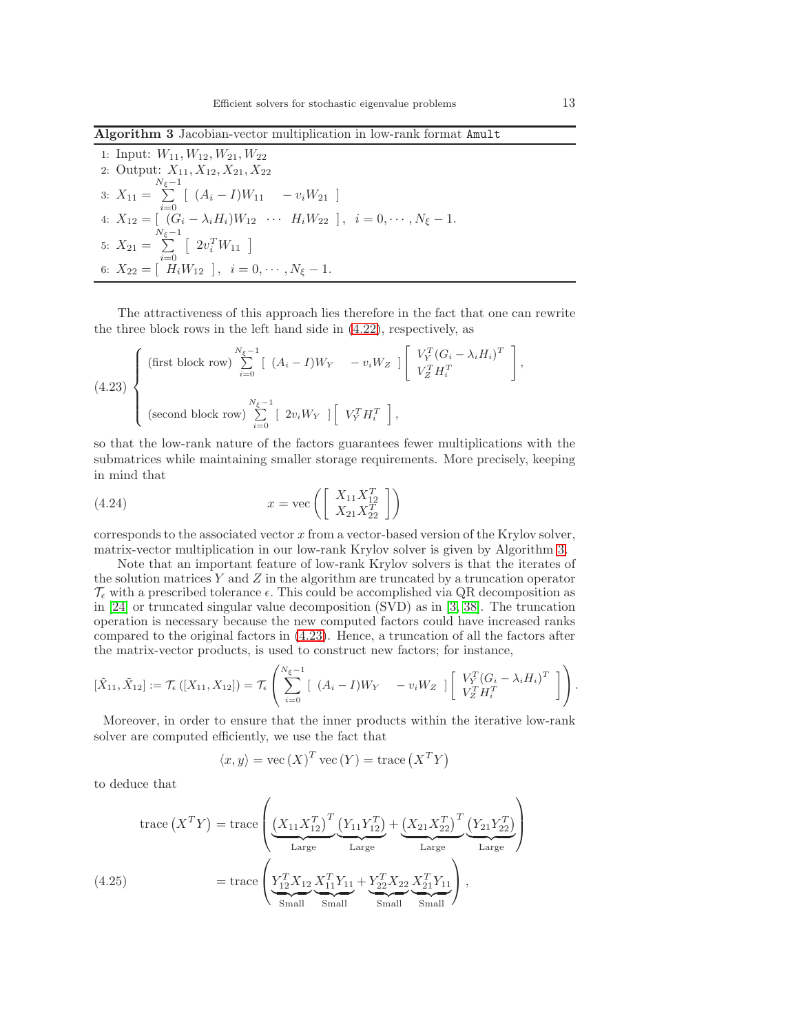**Algorithm 3** Jacobian-vector multiplication in low-rank format `Amult`

1: Input: $W_{11}, W_{12}, W_{21}, W_{22}$
2: Output: $X_{11}, X_{12}, X_{21}, X_{22}$
3: $X_{11} = \sum_{i=0}^{N_\xi - 1} \left[ \begin{array}{cc} (A_i - I)W_{11} & -v_i W_{21} \end{array} \right]$
4: $X_{12} = \left[ \begin{array}{ccc} (G_i - \lambda_i H_i)W_{12} & \cdots & H_i W_{22} \end{array} \right], \quad i = 0, \cdots, N_\xi - 1.$
5: $X_{21} = \sum_{i=0}^{N_\xi - 1} \left[ \begin{array}{c} 2v_i^T W_{11} \end{array} \right]$
6: $X_{22} = \left[ \begin{array}{c} H_i W_{12} \end{array} \right], \quad i = 0, \cdots, N_\xi - 1.$

The attractiveness of this approach lies therefore in the fact that one can rewrite the three block rows in the left hand side in (4.22), respectively, as

$$
(4.23) \quad \begin{cases} \text{(first block row)} \sum_{i=0}^{N_\xi - 1} \left[ \begin{array}{cc} (A_i - I)W_Y & -v_i W_Z \end{array} \right] \left[ \begin{array}{c} V_Y^T (G_i - \lambda_i H_i)^T \\ V_Z^T H_i^T \end{array} \right], \\[2ex] \text{(second block row)} \sum_{i=0}^{N_\xi - 1} \left[ \begin{array}{c} 2v_i W_Y \end{array} \right] \left[ \begin{array}{c} V_Y^T H_i^T \end{array} \right], \end{cases}
$$

so that the low-rank nature of the factors guarantees fewer multiplications with the submatrices while maintaining smaller storage requirements. More precisely, keeping in mind that

$$
(4.24) \qquad x = \operatorname{vec}\left( \left[ \begin{array}{c} X_{11} X_{12}^T \\ X_{21} X_{22}^T \end{array} \right] \right)
$$

corresponds to the associated vector $x$ from a vector-based version of the Krylov solver, matrix-vector multiplication in our low-rank Krylov solver is given by Algorithm 3.

Note that an important feature of low-rank Krylov solvers is that the iterates of the solution matrices $Y$ and $Z$ in the algorithm are truncated by a truncation operator $\mathcal{T}_\epsilon$ with a prescribed tolerance $\epsilon$. This could be accomplished via QR decomposition as in [24] or truncated singular value decomposition (SVD) as in [3, 38]. The truncation operation is necessary because the new computed factors could have increased ranks compared to the original factors in (4.23). Hence, a truncation of all the factors after the matrix-vector products, is used to construct new factors; for instance,

$$
[\tilde{X}_{11}, \tilde{X}_{12}] := \mathcal{T}_\epsilon\left([X_{11}, X_{12}]\right) = \mathcal{T}_\epsilon\left( \sum_{i=0}^{N_\xi - 1} \left[ \begin{array}{cc} (A_i - I)W_Y & -v_i W_Z \end{array} \right] \left[ \begin{array}{c} V_Y^T (G_i - \lambda_i H_i)^T \\ V_Z^T H_i^T \end{array} \right] \right).
$$

Moreover, in order to ensure that the inner products within the iterative low-rank solver are computed efficiently, we use the fact that

$$
\langle x, y \rangle = \operatorname{vec}(X)^T \operatorname{vec}(Y) = \operatorname{trace}\left(X^T Y\right)
$$

to deduce that

$$
\begin{aligned}
\operatorname{trace}\left(X^T Y\right) &= \operatorname{trace}\left( \underbrace{(X_{11} X_{12}^T)^T}_{\text{Large}} \underbrace{(Y_{11} Y_{12}^T)}_{\text{Large}} + \underbrace{(X_{21} X_{22}^T)^T}_{\text{Large}} \underbrace{(Y_{21} Y_{22}^T)}_{\text{Large}} \right) \\
(4.25) \qquad &= \operatorname{trace}\left( \underbrace{Y_{12}^T X_{12}}_{\text{Small}} \underbrace{X_{11}^T Y_{11}}_{\text{Small}} + \underbrace{Y_{22}^T X_{22}}_{\text{Small}} \underbrace{X_{21}^T Y_{11}}_{\text{Small}} \right),
\end{aligned}
$$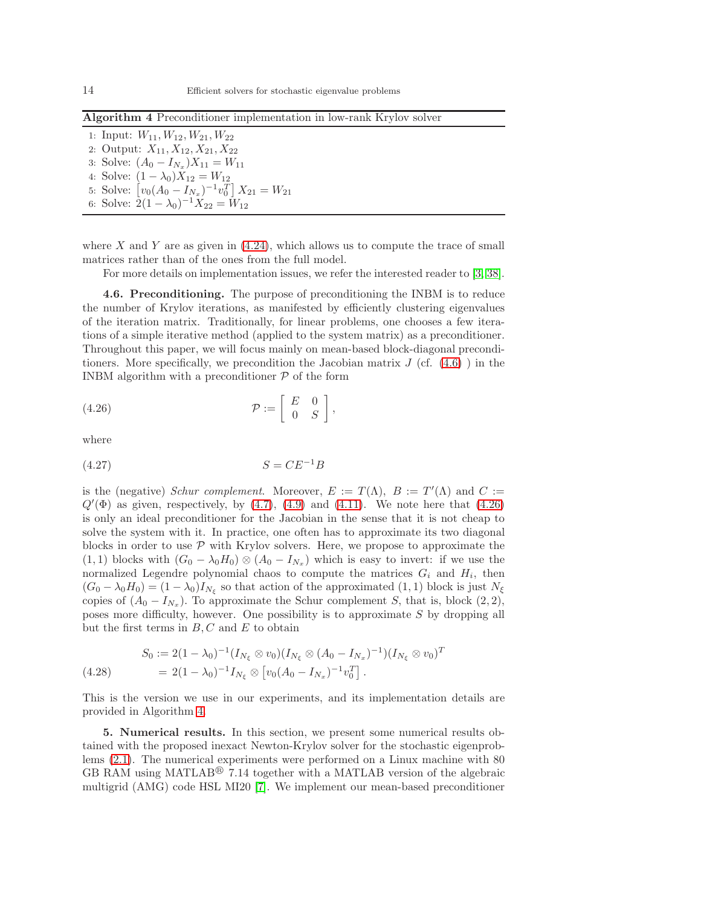**Algorithm 4** Preconditioner implementation in low-rank Krylov solver

1: Input: $W_{11}, W_{12}, W_{21}, W_{22}$
2: Output: $X_{11}, X_{12}, X_{21}, X_{22}$
3: Solve: $(A_0 - I_{N_x})X_{11} = W_{11}$
4: Solve: $(1 - \lambda_0)X_{12} = W_{12}$
5: Solve: $\left[v_0(A_0 - I_{N_x})^{-1}v_0^T\right] X_{21} = W_{21}$
6: Solve: $2(1 - \lambda_0)^{-1}X_{22} = W_{12}$

where $X$ and $Y$ are as given in (4.24), which allows us to compute the trace of small matrices rather than of the ones from the full model.

For more details on implementation issues, we refer the interested reader to [3, 38].

**4.6. Preconditioning.** The purpose of preconditioning the INBM is to reduce the number of Krylov iterations, as manifested by efficiently clustering eigenvalues of the iteration matrix. Traditionally, for linear problems, one chooses a few iterations of a simple iterative method (applied to the system matrix) as a preconditioner. Throughout this paper, we will focus mainly on mean-based block-diagonal preconditioners. More specifically, we precondition the Jacobian matrix $J$ (cf. (4.6) ) in the INBM algorithm with a preconditioner $\mathcal{P}$ of the form

$$\mathcal{P} := \begin{bmatrix} E & 0 \\ 0 & S \end{bmatrix}, \tag{4.26}$$

where

$$S = CE^{-1}B \tag{4.27}$$

is the (negative) *Schur complement*. Moreover, $E := T(\Lambda)$, $B := T'(\Lambda)$ and $C := Q'(\Phi)$ as given, respectively, by (4.7), (4.9) and (4.11). We note here that (4.26) is only an ideal preconditioner for the Jacobian in the sense that it is not cheap to solve the system with it. In practice, one often has to approximate its two diagonal blocks in order to use $\mathcal{P}$ with Krylov solvers. Here, we propose to approximate the $(1,1)$ blocks with $(G_0 - \lambda_0 H_0) \otimes (A_0 - I_{N_x})$ which is easy to invert: if we use the normalized Legendre polynomial chaos to compute the matrices $G_i$ and $H_i$, then $(G_0 - \lambda_0 H_0) = (1 - \lambda_0)I_{N_\xi}$ so that action of the approximated $(1,1)$ block is just $N_\xi$ copies of $(A_0 - I_{N_x})$. To approximate the Schur complement $S$, that is, block $(2,2)$, poses more difficulty, however. One possibility is to approximate $S$ by dropping all but the first terms in $B, C$ and $E$ to obtain

$$\begin{aligned} S_0 &:= 2(1 - \lambda_0)^{-1}(I_{N_\xi} \otimes v_0)(I_{N_\xi} \otimes (A_0 - I_{N_x})^{-1})(I_{N_\xi} \otimes v_0)^T \\ &= 2(1 - \lambda_0)^{-1}I_{N_\xi} \otimes \left[v_0(A_0 - I_{N_x})^{-1}v_0^T\right]. \end{aligned} \tag{4.28}$$

This is the version we use in our experiments, and its implementation details are provided in Algorithm 4.

**5. Numerical results.** In this section, we present some numerical results obtained with the proposed inexact Newton-Krylov solver for the stochastic eigenproblems (2.1). The numerical experiments were performed on a Linux machine with 80 GB RAM using MATLAB® 7.14 together with a MATLAB version of the algebraic multigrid (AMG) code HSL MI20 [7]. We implement our mean-based preconditioner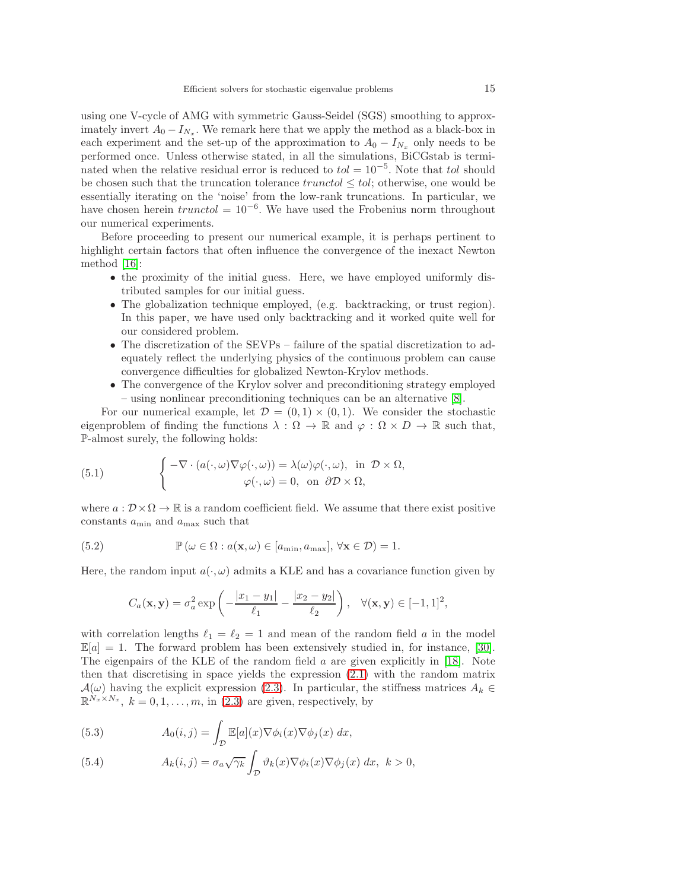using one V-cycle of AMG with symmetric Gauss-Seidel (SGS) smoothing to approximately invert $A_0 - I_{N_x}$. We remark here that we apply the method as a black-box in each experiment and the set-up of the approximation to $A_0 - I_{N_x}$ only needs to be performed once. Unless otherwise stated, in all the simulations, BiCGstab is terminated when the relative residual error is reduced to $tol = 10^{-5}$. Note that $tol$ should be chosen such that the truncation tolerance $trunctol \leq tol$; otherwise, one would be essentially iterating on the 'noise' from the low-rank truncations. In particular, we have chosen herein $trunctol = 10^{-6}$. We have used the Frobenius norm throughout our numerical experiments.

Before proceeding to present our numerical example, it is perhaps pertinent to highlight certain factors that often influence the convergence of the inexact Newton method [16]:

- the proximity of the initial guess. Here, we have employed uniformly distributed samples for our initial guess.
- The globalization technique employed, (e.g. backtracking, or trust region). In this paper, we have used only backtracking and it worked quite well for our considered problem.
- The discretization of the SEVPs – failure of the spatial discretization to adequately reflect the underlying physics of the continuous problem can cause convergence difficulties for globalized Newton-Krylov methods.
- The convergence of the Krylov solver and preconditioning strategy employed – using nonlinear preconditioning techniques can be an alternative [8].

For our numerical example, let $\mathcal{D} = (0,1) \times (0,1)$. We consider the stochastic eigenproblem of finding the functions $\lambda : \Omega \to \mathbb{R}$ and $\varphi : \Omega \times D \to \mathbb{R}$ such that, $\mathbb{P}$-almost surely, the following holds:

$$
\begin{cases} -\nabla \cdot (a(\cdot,\omega)\nabla\varphi(\cdot,\omega)) = \lambda(\omega)\varphi(\cdot,\omega), & \text{in } \mathcal{D}\times\Omega, \\ \varphi(\cdot,\omega) = 0, & \text{on } \partial\mathcal{D}\times\Omega, \end{cases} \tag{5.1}
$$

where $a : \mathcal{D}\times\Omega \to \mathbb{R}$ is a random coefficient field. We assume that there exist positive constants $a_{\min}$ and $a_{\max}$ such that

$$
\mathbb{P}\left(\omega \in \Omega : a(\mathbf{x},\omega) \in [a_{\min}, a_{\max}],\ \forall \mathbf{x} \in \mathcal{D}\right) = 1. \tag{5.2}
$$

Here, the random input $a(\cdot,\omega)$ admits a KLE and has a covariance function given by

$$
C_a(\mathbf{x},\mathbf{y}) = \sigma_a^2 \exp\left(-\frac{|x_1 - y_1|}{\ell_1} - \frac{|x_2 - y_2|}{\ell_2}\right), \quad \forall (\mathbf{x},\mathbf{y}) \in [-1,1]^2,
$$

with correlation lengths $\ell_1 = \ell_2 = 1$ and mean of the random field $a$ in the model $\mathbb{E}[a] = 1$. The forward problem has been extensively studied in, for instance, [30]. The eigenpairs of the KLE of the random field $a$ are given explicitly in [18]. Note then that discretising in space yields the expression (2.1) with the random matrix $\mathcal{A}(\omega)$ having the explicit expression (2.3). In particular, the stiffness matrices $A_k \in \mathbb{R}^{N_x \times N_x}$, $k = 0, 1, \ldots, m$, in (2.3) are given, respectively, by

$$
A_0(i,j) = \int_{\mathcal{D}} \mathbb{E}[a](x)\nabla\phi_i(x)\nabla\phi_j(x)\, dx, \tag{5.3}
$$

$$
A_k(i,j) = \sigma_a\sqrt{\gamma_k}\int_{\mathcal{D}} \vartheta_k(x)\nabla\phi_i(x)\nabla\phi_j(x)\, dx,\ \ k > 0, \tag{5.4}
$$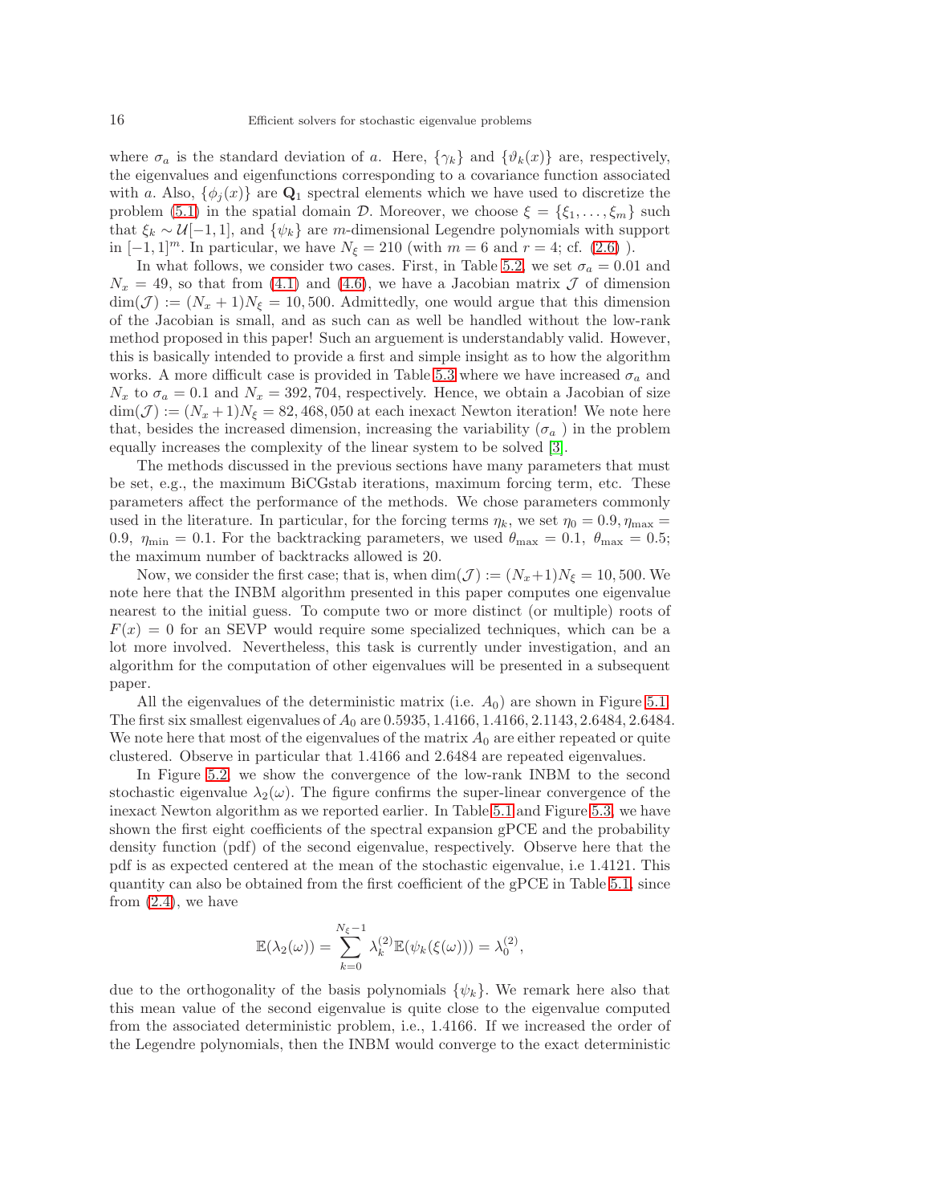where $\sigma_a$ is the standard deviation of $a$. Here, $\{\gamma_k\}$ and $\{\vartheta_k(x)\}$ are, respectively, the eigenvalues and eigenfunctions corresponding to a covariance function associated with $a$. Also, $\{\phi_j(x)\}$ are $\mathbf{Q}_1$ spectral elements which we have used to discretize the problem (5.1) in the spatial domain $\mathcal{D}$. Moreover, we choose $\xi = \{\xi_1, \ldots, \xi_m\}$ such that $\xi_k \sim \mathcal{U}[-1, 1]$, and $\{\psi_k\}$ are $m$-dimensional Legendre polynomials with support in $[-1, 1]^m$. In particular, we have $N_\xi = 210$ (with $m = 6$ and $r = 4$; cf. (2.6) ).

In what follows, we consider two cases. First, in Table 5.2, we set $\sigma_a = 0.01$ and $N_x = 49$, so that from (4.1) and (4.6), we have a Jacobian matrix $\mathcal{J}$ of dimension $\dim(\mathcal{J}) := (N_x + 1)N_\xi = 10,500$. Admittedly, one would argue that this dimension of the Jacobian is small, and as such can as well be handled without the low-rank method proposed in this paper! Such an arguement is understandably valid. However, this is basically intended to provide a first and simple insight as to how the algorithm works. A more difficult case is provided in Table 5.3 where we have increased $\sigma_a$ and $N_x$ to $\sigma_a = 0.1$ and $N_x = 392,704$, respectively. Hence, we obtain a Jacobian of size $\dim(\mathcal{J}) := (N_x + 1)N_\xi = 82,468,050$ at each inexact Newton iteration! We note here that, besides the increased dimension, increasing the variability ($\sigma_a$ ) in the problem equally increases the complexity of the linear system to be solved [3].

The methods discussed in the previous sections have many parameters that must be set, e.g., the maximum BiCGstab iterations, maximum forcing term, etc. These parameters affect the performance of the methods. We chose parameters commonly used in the literature. In particular, for the forcing terms $\eta_k$, we set $\eta_0 = 0.9, \eta_{\max} = 0.9$, $\eta_{\min} = 0.1$. For the backtracking parameters, we used $\theta_{\max} = 0.1$, $\theta_{\max} = 0.5$; the maximum number of backtracks allowed is 20.

Now, we consider the first case; that is, when $\dim(\mathcal{J}) := (N_x + 1)N_\xi = 10,500$. We note here that the INBM algorithm presented in this paper computes one eigenvalue nearest to the initial guess. To compute two or more distinct (or multiple) roots of $F(x) = 0$ for an SEVP would require some specialized techniques, which can be a lot more involved. Nevertheless, this task is currently under investigation, and an algorithm for the computation of other eigenvalues will be presented in a subsequent paper.

All the eigenvalues of the deterministic matrix (i.e. $A_0$) are shown in Figure 5.1. The first six smallest eigenvalues of $A_0$ are $0.5935, 1.4166, 1.4166, 2.1143, 2.6484, 2.6484$. We note here that most of the eigenvalues of the matrix $A_0$ are either repeated or quite clustered. Observe in particular that 1.4166 and 2.6484 are repeated eigenvalues.

In Figure 5.2, we show the convergence of the low-rank INBM to the second stochastic eigenvalue $\lambda_2(\omega)$. The figure confirms the super-linear convergence of the inexact Newton algorithm as we reported earlier. In Table 5.1 and Figure 5.3, we have shown the first eight coefficients of the spectral expansion gPCE and the probability density function (pdf) of the second eigenvalue, respectively. Observe here that the pdf is as expected centered at the mean of the stochastic eigenvalue, i.e 1.4121. This quantity can also be obtained from the first coefficient of the gPCE in Table 5.1, since from (2.4), we have

$$\mathbb{E}(\lambda_2(\omega)) = \sum_{k=0}^{N_\xi - 1} \lambda_k^{(2)} \mathbb{E}(\psi_k(\xi(\omega))) = \lambda_0^{(2)},$$

due to the orthogonality of the basis polynomials $\{\psi_k\}$. We remark here also that this mean value of the second eigenvalue is quite close to the eigenvalue computed from the associated deterministic problem, i.e., 1.4166. If we increased the order of the Legendre polynomials, then the INBM would converge to the exact deterministic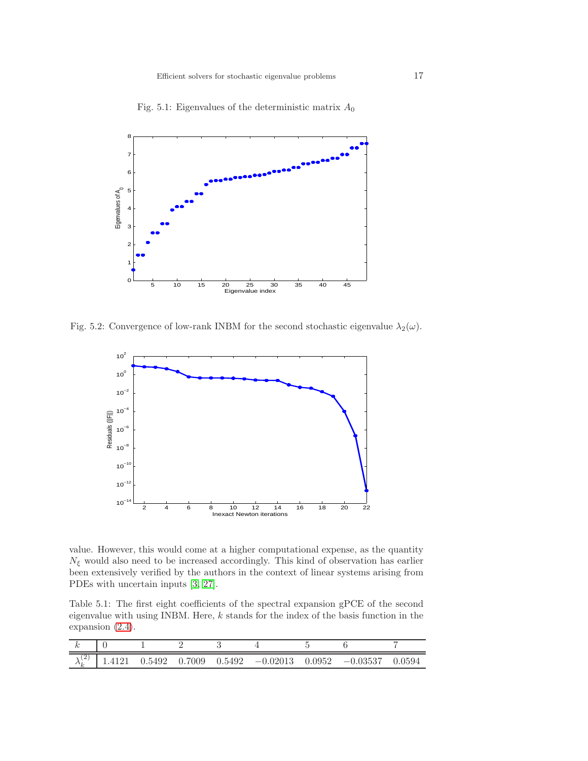Fig. 5.1: Eigenvalues of the deterministic matrix $A_0$

Fig. 5.2: Convergence of low-rank INBM for the second stochastic eigenvalue $\lambda_2(\omega)$.

value. However, this would come at a higher computational expense, as the quantity $N_\xi$ would also need to be increased accordingly. This kind of observation has earlier been extensively verified by the authors in the context of linear systems arising from PDEs with uncertain inputs [3, 27].

Table 5.1: The first eight coefficients of the spectral expansion gPCE of the second eigenvalue with using INBM. Here, $k$ stands for the index of the basis function in the expansion (2.4).

| $k$ | 0 | 1 | 2 | 3 | 4 | 5 | 6 | 7 |
|---|---|---|---|---|---|---|---|---|
| $\lambda_k^{(2)}$ | 1.4121 | 0.5492 | 0.7009 | 0.5492 | $-0.02013$ | 0.0952 | $-0.03537$ | 0.0594 |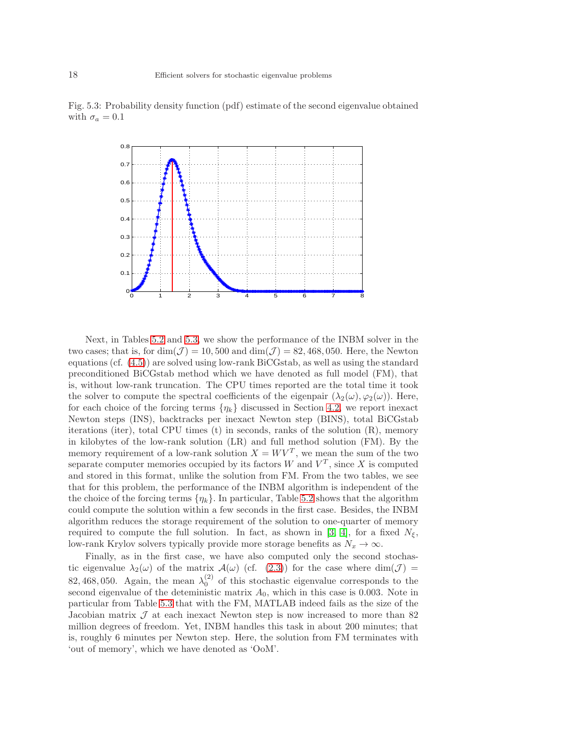Fig. 5.3: Probability density function (pdf) estimate of the second eigenvalue obtained with $\sigma_a = 0.1$

Next, in Tables 5.2 and 5.3, we show the performance of the INBM solver in the two cases; that is, for $\dim(\mathcal{J}) = 10,500$ and $\dim(\mathcal{J}) = 82,468,050$. Here, the Newton equations (cf. (4.5)) are solved using low-rank BiCGstab, as well as using the standard preconditioned BiCGstab method which we have denoted as full model (FM), that is, without low-rank truncation. The CPU times reported are the total time it took the solver to compute the spectral coefficients of the eigenpair $(\lambda_2(\omega), \varphi_2(\omega))$. Here, for each choice of the forcing terms $\{\eta_k\}$ discussed in Section 4.2, we report inexact Newton steps (INS), backtracks per inexact Newton step (BINS), total BiCGstab iterations (iter), total CPU times (t) in seconds, ranks of the solution (R), memory in kilobytes of the low-rank solution (LR) and full method solution (FM). By the memory requirement of a low-rank solution $X = WV^T$, we mean the sum of the two separate computer memories occupied by its factors $W$ and $V^T$, since $X$ is computed and stored in this format, unlike the solution from FM. From the two tables, we see that for this problem, the performance of the INBM algorithm is independent of the the choice of the forcing terms $\{\eta_k\}$. In particular, Table 5.2 shows that the algorithm could compute the solution within a few seconds in the first case. Besides, the INBM algorithm reduces the storage requirement of the solution to one-quarter of memory required to compute the full solution. In fact, as shown in [3, 4], for a fixed $N_\xi$, low-rank Krylov solvers typically provide more storage benefits as $N_x \to \infty$.

Finally, as in the first case, we have also computed only the second stochastic eigenvalue $\lambda_2(\omega)$ of the matrix $\mathcal{A}(\omega)$ (cf. (2.3)) for the case where $\dim(\mathcal{J}) = 82,468,050$. Again, the mean $\lambda_0^{(2)}$ of this stochastic eigenvalue corresponds to the second eigenvalue of the deteministic matrix $A_0$, which in this case is 0.003. Note in particular from Table 5.3 that with the FM, MATLAB indeed fails as the size of the Jacobian matrix $\mathcal{J}$ at each inexact Newton step is now increased to more than 82 million degrees of freedom. Yet, INBM handles this task in about 200 minutes; that is, roughly 6 minutes per Newton step. Here, the solution from FM terminates with 'out of memory', which we have denoted as 'OoM'.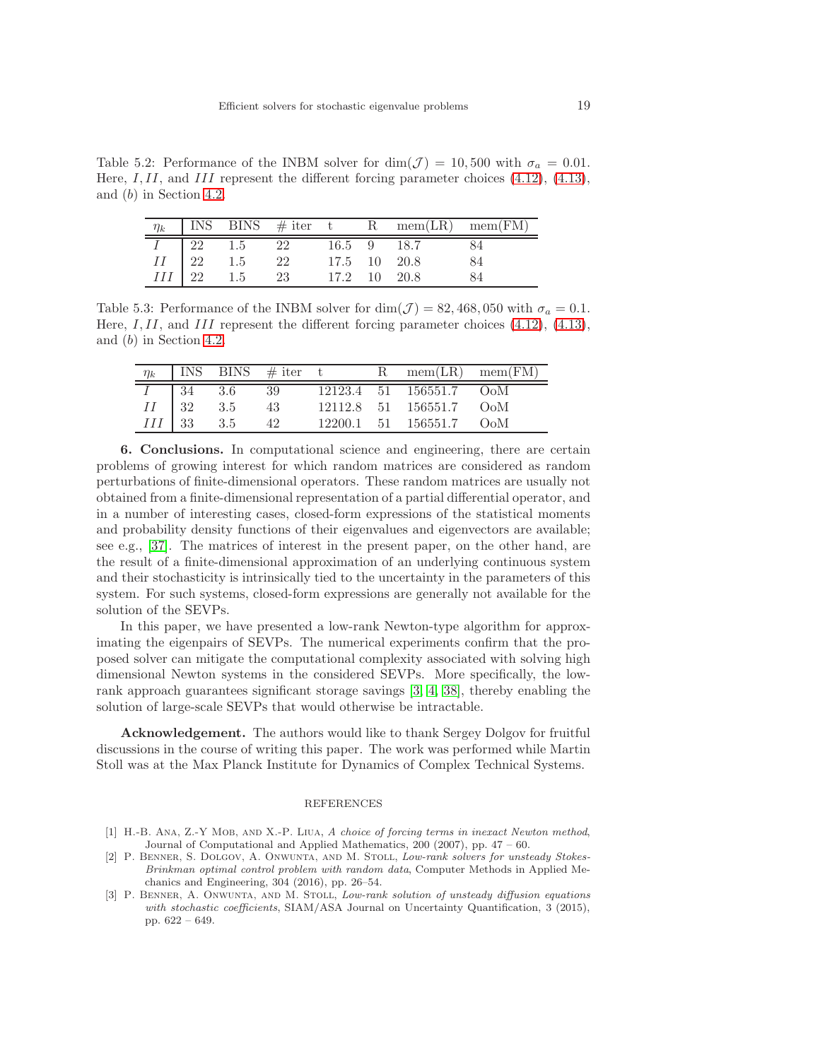Table 5.2: Performance of the INBM solver for $\dim(\mathcal{J}) = 10,500$ with $\sigma_a = 0.01$. Here, $I, II$, and $III$ represent the different forcing parameter choices (4.12), (4.13), and $(b)$ in Section 4.2.

| $\eta_k$ | INS | BINS | # iter | t | R | mem(LR) | mem(FM) |
|---|---|---|---|---|---|---|---|
| $I$ | 22 | 1.5 | 22 | 16.5 | 9 | 18.7 | 84 |
| $II$ | 22 | 1.5 | 22 | 17.5 | 10 | 20.8 | 84 |
| $III$ | 22 | 1.5 | 23 | 17.2 | 10 | 20.8 | 84 |

Table 5.3: Performance of the INBM solver for $\dim(\mathcal{J}) = 82,468,050$ with $\sigma_a = 0.1$. Here, $I, II$, and $III$ represent the different forcing parameter choices (4.12), (4.13), and $(b)$ in Section 4.2.

| $\eta_k$ | INS | BINS | # iter | t | R | mem(LR) | mem(FM) |
|---|---|---|---|---|---|---|---|
| $I$ | 34 | 3.6 | 39 | 12123.4 | 51 | 156551.7 | OoM |
| $II$ | 32 | 3.5 | 43 | 12112.8 | 51 | 156551.7 | OoM |
| $III$ | 33 | 3.5 | 42 | 12200.1 | 51 | 156551.7 | OoM |

**6. Conclusions.** In computational science and engineering, there are certain problems of growing interest for which random matrices are considered as random perturbations of finite-dimensional operators. These random matrices are usually not obtained from a finite-dimensional representation of a partial differential operator, and in a number of interesting cases, closed-form expressions of the statistical moments and probability density functions of their eigenvalues and eigenvectors are available; see e.g., [37]. The matrices of interest in the present paper, on the other hand, are the result of a finite-dimensional approximation of an underlying continuous system and their stochasticity is intrinsically tied to the uncertainty in the parameters of this system. For such systems, closed-form expressions are generally not available for the solution of the SEVPs.

In this paper, we have presented a low-rank Newton-type algorithm for approximating the eigenpairs of SEVPs. The numerical experiments confirm that the proposed solver can mitigate the computational complexity associated with solving high dimensional Newton systems in the considered SEVPs. More specifically, the low-rank approach guarantees significant storage savings [3, 4, 38], thereby enabling the solution of large-scale SEVPs that would otherwise be intractable.

**Acknowledgement.** The authors would like to thank Sergey Dolgov for fruitful discussions in the course of writing this paper. The work was performed while Martin Stoll was at the Max Planck Institute for Dynamics of Complex Technical Systems.

## REFERENCES

[1] H.-B. Ana, Z.-Y Mob, and X.-P. Liua, *A choice of forcing terms in inexact Newton method*, Journal of Computational and Applied Mathematics, 200 (2007), pp. 47 – 60.

[2] P. Benner, S. Dolgov, A. Onwunta, and M. Stoll, *Low-rank solvers for unsteady Stokes-Brinkman optimal control problem with random data*, Computer Methods in Applied Mechanics and Engineering, 304 (2016), pp. 26–54.

[3] P. Benner, A. Onwunta, and M. Stoll, *Low-rank solution of unsteady diffusion equations with stochastic coefficients*, SIAM/ASA Journal on Uncertainty Quantification, 3 (2015), pp. 622 – 649.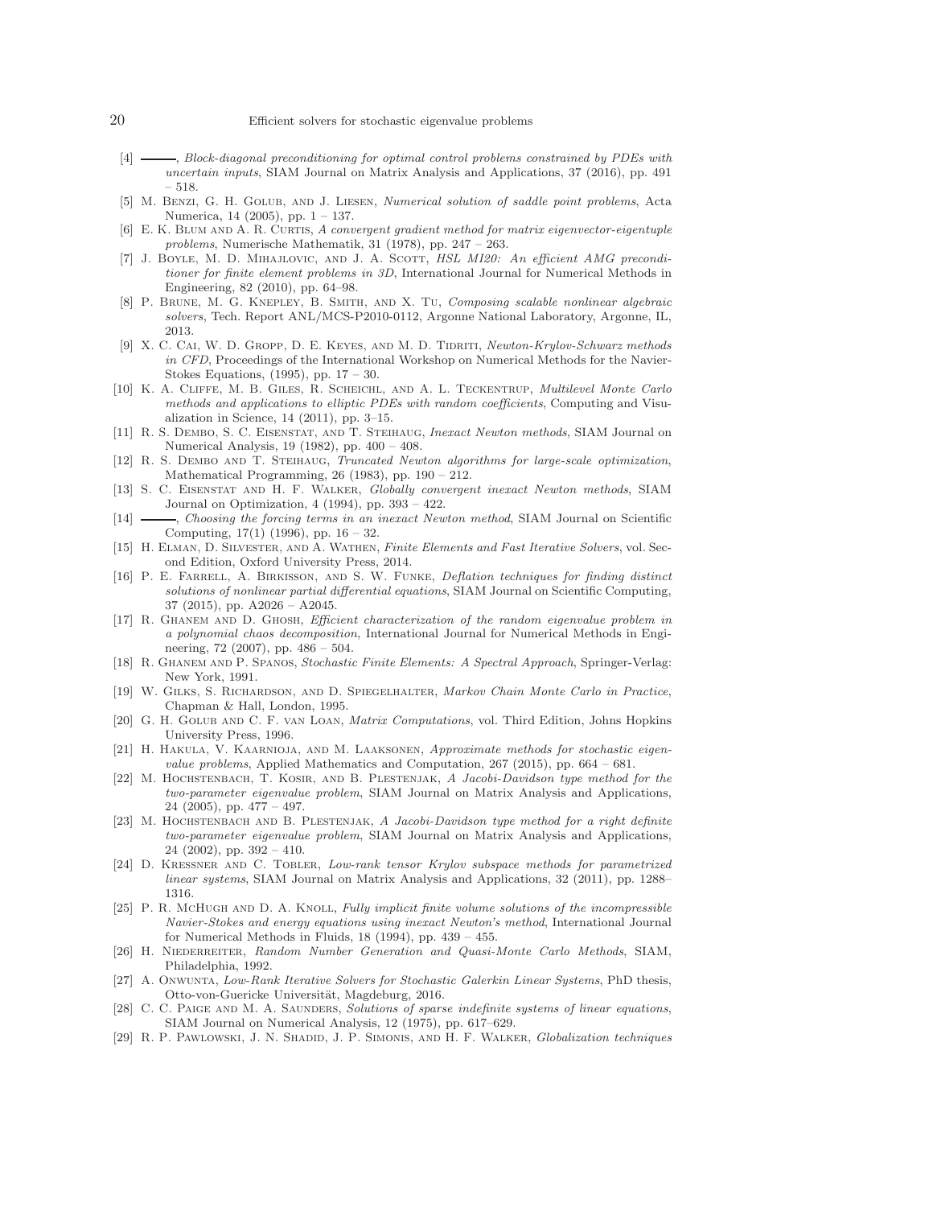[4] ———, *Block-diagonal preconditioning for optimal control problems constrained by PDEs with uncertain inputs*, SIAM Journal on Matrix Analysis and Applications, 37 (2016), pp. 491 – 518.

[5] M. Benzi, G. H. Golub, and J. Liesen, *Numerical solution of saddle point problems*, Acta Numerica, 14 (2005), pp. 1 – 137.

[6] E. K. Blum and A. R. Curtis, *A convergent gradient method for matrix eigenvector-eigentuple problems*, Numerische Mathematik, 31 (1978), pp. 247 – 263.

[7] J. Boyle, M. D. Mihajlovic, and J. A. Scott, *HSL MI20: An efficient AMG preconditioner for finite element problems in 3D*, International Journal for Numerical Methods in Engineering, 82 (2010), pp. 64–98.

[8] P. Brune, M. G. Knepley, B. Smith, and X. Tu, *Composing scalable nonlinear algebraic solvers*, Tech. Report ANL/MCS-P2010-0112, Argonne National Laboratory, Argonne, IL, 2013.

[9] X. C. Cai, W. D. Gropp, D. E. Keyes, and M. D. Tidriti, *Newton-Krylov-Schwarz methods in CFD*, Proceedings of the International Workshop on Numerical Methods for the Navier-Stokes Equations, (1995), pp. 17 – 30.

[10] K. A. Cliffe, M. B. Giles, R. Scheichl, and A. L. Teckentrup, *Multilevel Monte Carlo methods and applications to elliptic PDEs with random coefficients*, Computing and Visualization in Science, 14 (2011), pp. 3–15.

[11] R. S. Dembo, S. C. Eisenstat, and T. Steihaug, *Inexact Newton methods*, SIAM Journal on Numerical Analysis, 19 (1982), pp. 400 – 408.

[12] R. S. Dembo and T. Steihaug, *Truncated Newton algorithms for large-scale optimization*, Mathematical Programming, 26 (1983), pp. 190 – 212.

[13] S. C. Eisenstat and H. F. Walker, *Globally convergent inexact Newton methods*, SIAM Journal on Optimization, 4 (1994), pp. 393 – 422.

[14] ———, *Choosing the forcing terms in an inexact Newton method*, SIAM Journal on Scientific Computing, 17(1) (1996), pp. 16 – 32.

[15] H. Elman, D. Silvester, and A. Wathen, *Finite Elements and Fast Iterative Solvers*, vol. Second Edition, Oxford University Press, 2014.

[16] P. E. Farrell, A. Birkisson, and S. W. Funke, *Deflation techniques for finding distinct solutions of nonlinear partial differential equations*, SIAM Journal on Scientific Computing, 37 (2015), pp. A2026 – A2045.

[17] R. Ghanem and D. Ghosh, *Efficient characterization of the random eigenvalue problem in a polynomial chaos decomposition*, International Journal for Numerical Methods in Engineering, 72 (2007), pp. 486 – 504.

[18] R. Ghanem and P. Spanos, *Stochastic Finite Elements: A Spectral Approach*, Springer-Verlag: New York, 1991.

[19] W. Gilks, S. Richardson, and D. Spiegelhalter, *Markov Chain Monte Carlo in Practice*, Chapman & Hall, London, 1995.

[20] G. H. Golub and C. F. van Loan, *Matrix Computations*, vol. Third Edition, Johns Hopkins University Press, 1996.

[21] H. Hakula, V. Kaarnioja, and M. Laaksonen, *Approximate methods for stochastic eigenvalue problems*, Applied Mathematics and Computation, 267 (2015), pp. 664 – 681.

[22] M. Hochstenbach, T. Kosir, and B. Plestenjak, *A Jacobi-Davidson type method for the two-parameter eigenvalue problem*, SIAM Journal on Matrix Analysis and Applications, 24 (2005), pp. 477 – 497.

[23] M. Hochstenbach and B. Plestenjak, *A Jacobi-Davidson type method for a right definite two-parameter eigenvalue problem*, SIAM Journal on Matrix Analysis and Applications, 24 (2002), pp. 392 – 410.

[24] D. Kressner and C. Tobler, *Low-rank tensor Krylov subspace methods for parametrized linear systems*, SIAM Journal on Matrix Analysis and Applications, 32 (2011), pp. 1288–1316.

[25] P. R. McHugh and D. A. Knoll, *Fully implicit finite volume solutions of the incompressible Navier-Stokes and energy equations using inexact Newton's method*, International Journal for Numerical Methods in Fluids, 18 (1994), pp. 439 – 455.

[26] H. Niederreiter, *Random Number Generation and Quasi-Monte Carlo Methods*, SIAM, Philadelphia, 1992.

[27] A. Onwunta, *Low-Rank Iterative Solvers for Stochastic Galerkin Linear Systems*, PhD thesis, Otto-von-Guericke Universität, Magdeburg, 2016.

[28] C. C. Paige and M. A. Saunders, *Solutions of sparse indefinite systems of linear equations*, SIAM Journal on Numerical Analysis, 12 (1975), pp. 617–629.

[29] R. P. Pawlowski, J. N. Shadid, J. P. Simonis, and H. F. Walker, *Globalization techniques*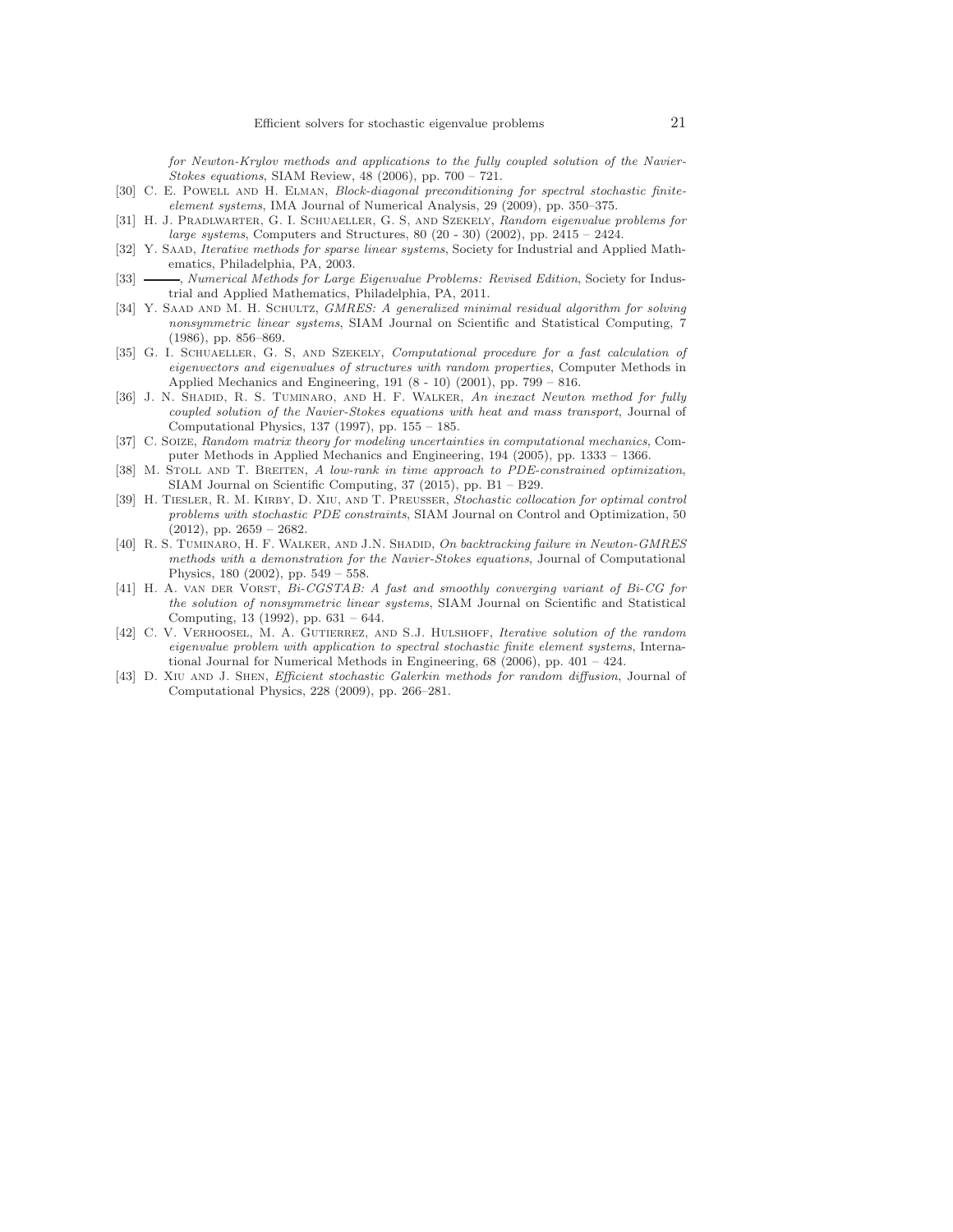*for Newton-Krylov methods and applications to the fully coupled solution of the Navier-Stokes equations*, SIAM Review, 48 (2006), pp. 700 – 721.

[30] C. E. Powell and H. Elman, *Block-diagonal preconditioning for spectral stochastic finite-element systems*, IMA Journal of Numerical Analysis, 29 (2009), pp. 350–375.

[31] H. J. Pradlwarter, G. I. Schuaeller, G. S, and Szekely, *Random eigenvalue problems for large systems*, Computers and Structures, 80 (20 - 30) (2002), pp. 2415 – 2424.

[32] Y. Saad, *Iterative methods for sparse linear systems*, Society for Industrial and Applied Mathematics, Philadelphia, PA, 2003.

[33] ———, *Numerical Methods for Large Eigenvalue Problems: Revised Edition*, Society for Industrial and Applied Mathematics, Philadelphia, PA, 2011.

[34] Y. Saad and M. H. Schultz, *GMRES: A generalized minimal residual algorithm for solving nonsymmetric linear systems*, SIAM Journal on Scientific and Statistical Computing, 7 (1986), pp. 856–869.

[35] G. I. Schuaeller, G. S, and Szekely, *Computational procedure for a fast calculation of eigenvectors and eigenvalues of structures with random properties*, Computer Methods in Applied Mechanics and Engineering, 191 (8 - 10) (2001), pp. 799 – 816.

[36] J. N. Shadid, R. S. Tuminaro, and H. F. Walker, *An inexact Newton method for fully coupled solution of the Navier-Stokes equations with heat and mass transport*, Journal of Computational Physics, 137 (1997), pp. 155 – 185.

[37] C. Soize, *Random matrix theory for modeling uncertainties in computational mechanics*, Computer Methods in Applied Mechanics and Engineering, 194 (2005), pp. 1333 – 1366.

[38] M. Stoll and T. Breiten, *A low-rank in time approach to PDE-constrained optimization*, SIAM Journal on Scientific Computing, 37 (2015), pp. B1 – B29.

[39] H. Tiesler, R. M. Kirby, D. Xiu, and T. Preusser, *Stochastic collocation for optimal control problems with stochastic PDE constraints*, SIAM Journal on Control and Optimization, 50 (2012), pp. 2659 – 2682.

[40] R. S. Tuminaro, H. F. Walker, and J.N. Shadid, *On backtracking failure in Newton-GMRES methods with a demonstration for the Navier-Stokes equations*, Journal of Computational Physics, 180 (2002), pp. 549 – 558.

[41] H. A. van der Vorst, *Bi-CGSTAB: A fast and smoothly converging variant of Bi-CG for the solution of nonsymmetric linear systems*, SIAM Journal on Scientific and Statistical Computing, 13 (1992), pp. 631 – 644.

[42] C. V. Verhoosel, M. A. Gutierrez, and S.J. Hulshoff, *Iterative solution of the random eigenvalue problem with application to spectral stochastic finite element systems*, International Journal for Numerical Methods in Engineering, 68 (2006), pp. 401 – 424.

[43] D. Xiu and J. Shen, *Efficient stochastic Galerkin methods for random diffusion*, Journal of Computational Physics, 228 (2009), pp. 266–281.